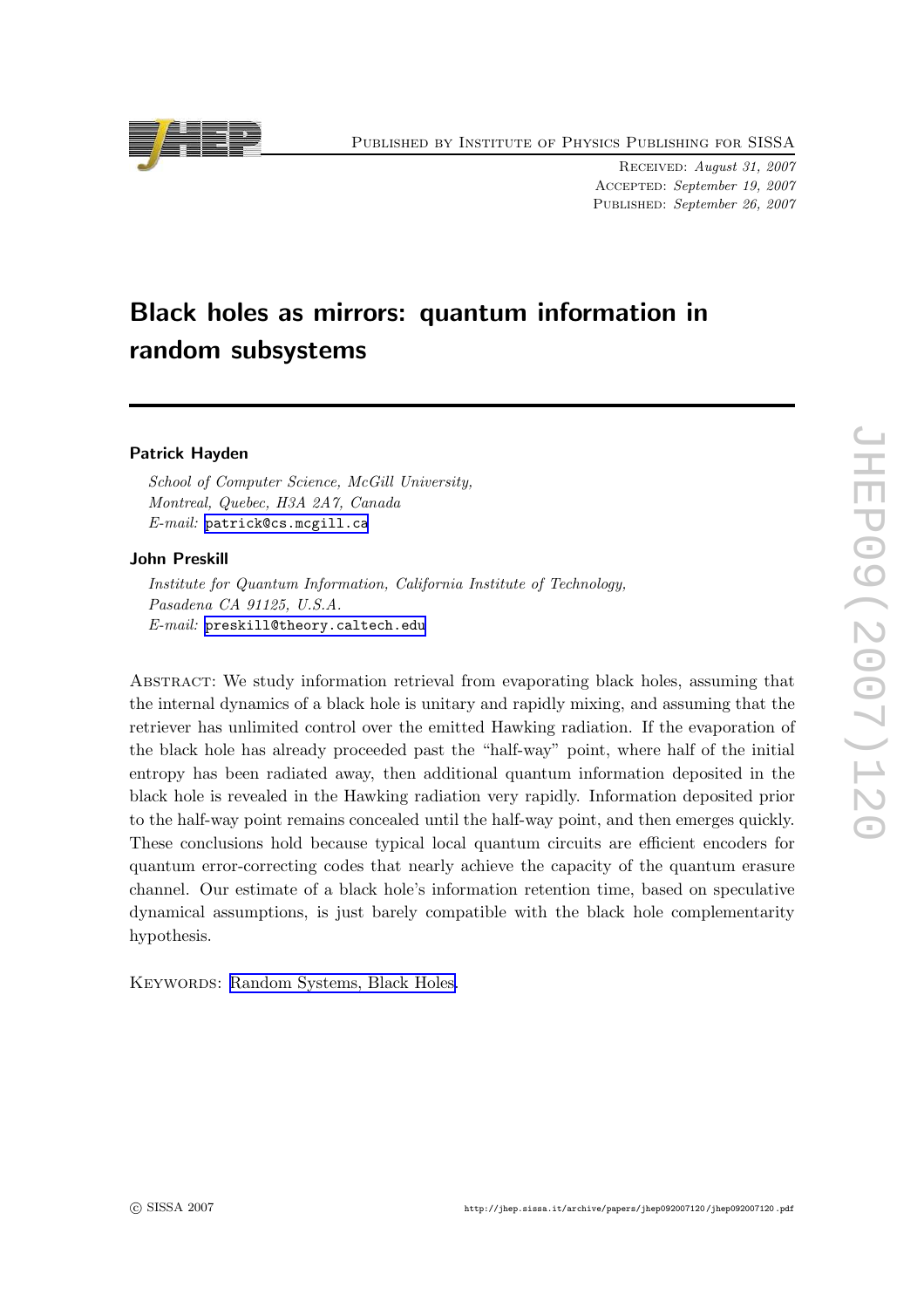# Black holes as mirrors: quantum information in random subsystems

**Patrick Hayden**

*School of Computer Science, McGill University,*
*Montreal, Quebec, H3A 2A7, Canada*
*E-mail:* patrick@cs.mcgill.ca

**John Preskill**

*Institute for Quantum Information, California Institute of Technology,*
*Pasadena CA 91125, U.S.A.*
*E-mail:* preskill@theory.caltech.edu

Abstract: We study information retrieval from evaporating black holes, assuming that the internal dynamics of a black hole is unitary and rapidly mixing, and assuming that the retriever has unlimited control over the emitted Hawking radiation. If the evaporation of the black hole has already proceeded past the "half-way" point, where half of the initial entropy has been radiated away, then additional quantum information deposited in the black hole is revealed in the Hawking radiation very rapidly. Information deposited prior to the half-way point remains concealed until the half-way point, and then emerges quickly. These conclusions hold because typical local quantum circuits are efficient encoders for quantum error-correcting codes that nearly achieve the capacity of the quantum erasure channel. Our estimate of a black hole's information retention time, based on speculative dynamical assumptions, is just barely compatible with the black hole complementarity hypothesis.

Keywords: Random Systems, Black Holes.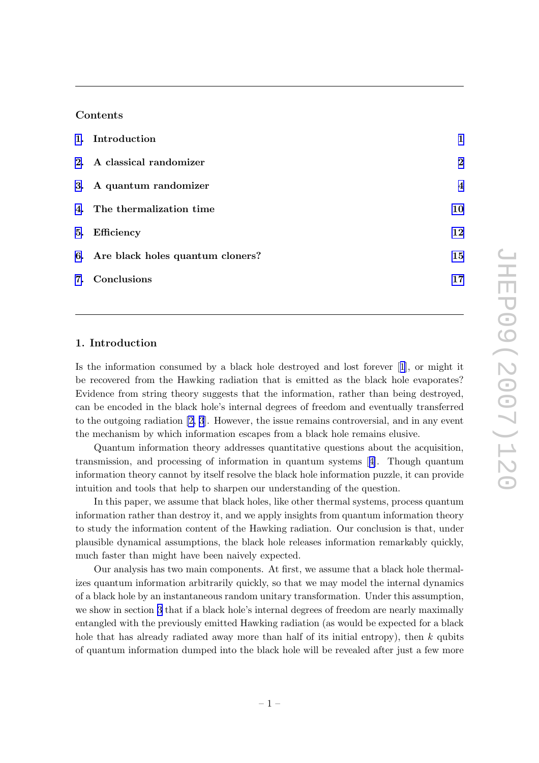## Contents

1. Introduction — 1
2. A classical randomizer — 2
3. A quantum randomizer — 4
4. The thermalization time — 10
5. Efficiency — 12
6. Are black holes quantum cloners? — 15
7. Conclusions — 17

## 1. Introduction

Is the information consumed by a black hole destroyed and lost forever [1], or might it be recovered from the Hawking radiation that is emitted as the black hole evaporates? Evidence from string theory suggests that the information, rather than being destroyed, can be encoded in the black hole's internal degrees of freedom and eventually transferred to the outgoing radiation [2, 3]. However, the issue remains controversial, and in any event the mechanism by which information escapes from a black hole remains elusive.

Quantum information theory addresses quantitative questions about the acquisition, transmission, and processing of information in quantum systems [4]. Though quantum information theory cannot by itself resolve the black hole information puzzle, it can provide intuition and tools that help to sharpen our understanding of the question.

In this paper, we assume that black holes, like other thermal systems, process quantum information rather than destroy it, and we apply insights from quantum information theory to study the information content of the Hawking radiation. Our conclusion is that, under plausible dynamical assumptions, the black hole releases information remarkably quickly, much faster than might have been naively expected.

Our analysis has two main components. At first, we assume that a black hole thermalizes quantum information arbitrarily quickly, so that we may model the internal dynamics of a black hole by an instantaneous random unitary transformation. Under this assumption, we show in section 3 that if a black hole's internal degrees of freedom are nearly maximally entangled with the previously emitted Hawking radiation (as would be expected for a black hole that has already radiated away more than half of its initial entropy), then $k$ qubits of quantum information dumped into the black hole will be revealed after just a few more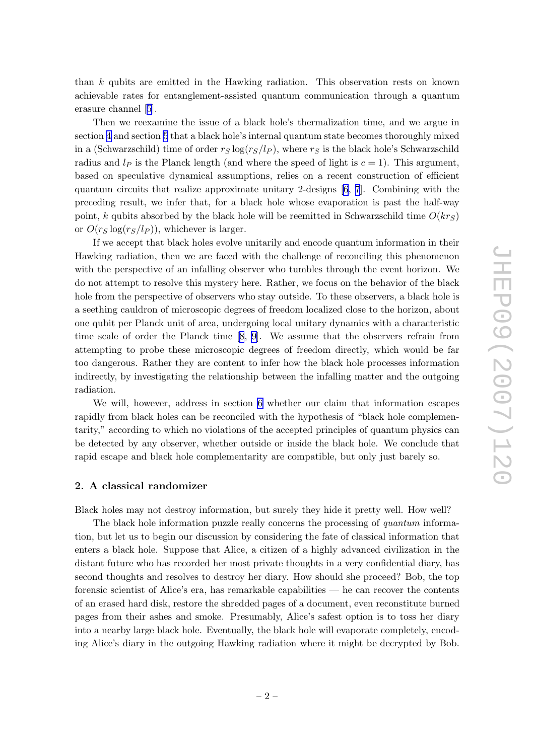than $k$ qubits are emitted in the Hawking radiation. This observation rests on known achievable rates for entanglement-assisted quantum communication through a quantum erasure channel [5].

Then we reexamine the issue of a black hole's thermalization time, and we argue in section 4 and section 5 that a black hole's internal quantum state becomes thoroughly mixed in a (Schwarzschild) time of order $r_S \log(r_S/l_P)$, where $r_S$ is the black hole's Schwarzschild radius and $l_P$ is the Planck length (and where the speed of light is $c = 1$). This argument, based on speculative dynamical assumptions, relies on a recent construction of efficient quantum circuits that realize approximate unitary 2-designs [6, 7]. Combining with the preceding result, we infer that, for a black hole whose evaporation is past the half-way point, $k$ qubits absorbed by the black hole will be reemitted in Schwarzschild time $O(kr_S)$ or $O(r_S \log(r_S/l_P))$, whichever is larger.

If we accept that black holes evolve unitarily and encode quantum information in their Hawking radiation, then we are faced with the challenge of reconciling this phenomenon with the perspective of an infalling observer who tumbles through the event horizon. We do not attempt to resolve this mystery here. Rather, we focus on the behavior of the black hole from the perspective of observers who stay outside. To these observers, a black hole is a seething cauldron of microscopic degrees of freedom localized close to the horizon, about one qubit per Planck unit of area, undergoing local unitary dynamics with a characteristic time scale of order the Planck time [8, 9]. We assume that the observers refrain from attempting to probe these microscopic degrees of freedom directly, which would be far too dangerous. Rather they are content to infer how the black hole processes information indirectly, by investigating the relationship between the infalling matter and the outgoing radiation.

We will, however, address in section 6 whether our claim that information escapes rapidly from black holes can be reconciled with the hypothesis of "black hole complementarity," according to which no violations of the accepted principles of quantum physics can be detected by any observer, whether outside or inside the black hole. We conclude that rapid escape and black hole complementarity are compatible, but only just barely so.

## 2. A classical randomizer

Black holes may not destroy information, but surely they hide it pretty well. How well?

The black hole information puzzle really concerns the processing of *quantum* information, but let us to begin our discussion by considering the fate of classical information that enters a black hole. Suppose that Alice, a citizen of a highly advanced civilization in the distant future who has recorded her most private thoughts in a very confidential diary, has second thoughts and resolves to destroy her diary. How should she proceed? Bob, the top forensic scientist of Alice's era, has remarkable capabilities — he can recover the contents of an erased hard disk, restore the shredded pages of a document, even reconstitute burned pages from their ashes and smoke. Presumably, Alice's safest option is to toss her diary into a nearby large black hole. Eventually, the black hole will evaporate completely, encoding Alice's diary in the outgoing Hawking radiation where it might be decrypted by Bob.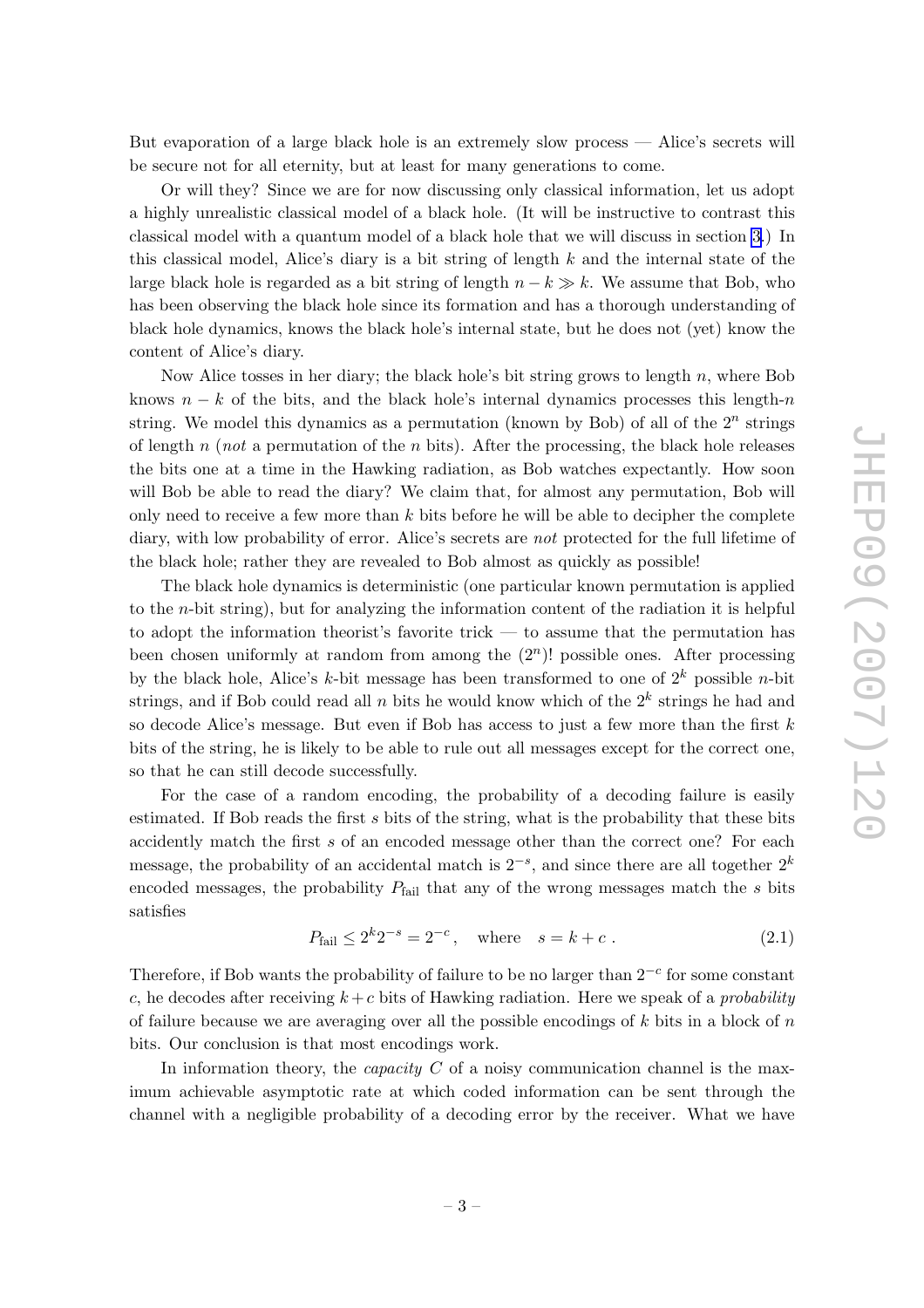But evaporation of a large black hole is an extremely slow process — Alice's secrets will be secure not for all eternity, but at least for many generations to come.

Or will they? Since we are for now discussing only classical information, let us adopt a highly unrealistic classical model of a black hole. (It will be instructive to contrast this classical model with a quantum model of a black hole that we will discuss in section 3.) In this classical model, Alice's diary is a bit string of length $k$ and the internal state of the large black hole is regarded as a bit string of length $n - k \gg k$. We assume that Bob, who has been observing the black hole since its formation and has a thorough understanding of black hole dynamics, knows the black hole's internal state, but he does not (yet) know the content of Alice's diary.

Now Alice tosses in her diary; the black hole's bit string grows to length $n$, where Bob knows $n - k$ of the bits, and the black hole's internal dynamics processes this length-$n$ string. We model this dynamics as a permutation (known by Bob) of all of the $2^n$ strings of length $n$ (*not* a permutation of the $n$ bits). After the processing, the black hole releases the bits one at a time in the Hawking radiation, as Bob watches expectantly. How soon will Bob be able to read the diary? We claim that, for almost any permutation, Bob will only need to receive a few more than $k$ bits before he will be able to decipher the complete diary, with low probability of error. Alice's secrets are *not* protected for the full lifetime of the black hole; rather they are revealed to Bob almost as quickly as possible!

The black hole dynamics is deterministic (one particular known permutation is applied to the $n$-bit string), but for analyzing the information content of the radiation it is helpful to adopt the information theorist's favorite trick — to assume that the permutation has been chosen uniformly at random from among the $(2^n)!$ possible ones. After processing by the black hole, Alice's $k$-bit message has been transformed to one of $2^k$ possible $n$-bit strings, and if Bob could read all $n$ bits he would know which of the $2^k$ strings he had and so decode Alice's message. But even if Bob has access to just a few more than the first $k$ bits of the string, he is likely to be able to rule out all messages except for the correct one, so that he can still decode successfully.

For the case of a random encoding, the probability of a decoding failure is easily estimated. If Bob reads the first $s$ bits of the string, what is the probability that these bits accidently match the first $s$ of an encoded message other than the correct one? For each message, the probability of an accidental match is $2^{-s}$, and since there are all together $2^k$ encoded messages, the probability $P_{\rm fail}$ that any of the wrong messages match the $s$ bits satisfies

$$P_{\rm fail} \le 2^k 2^{-s} = 2^{-c} , \quad \text{where} \quad s = k + c . \tag{2.1}$$

Therefore, if Bob wants the probability of failure to be no larger than $2^{-c}$ for some constant $c$, he decodes after receiving $k+c$ bits of Hawking radiation. Here we speak of a *probability* of failure because we are averaging over all the possible encodings of $k$ bits in a block of $n$ bits. Our conclusion is that most encodings work.

In information theory, the *capacity* $C$ of a noisy communication channel is the maximum achievable asymptotic rate at which coded information can be sent through the channel with a negligible probability of a decoding error by the receiver. What we have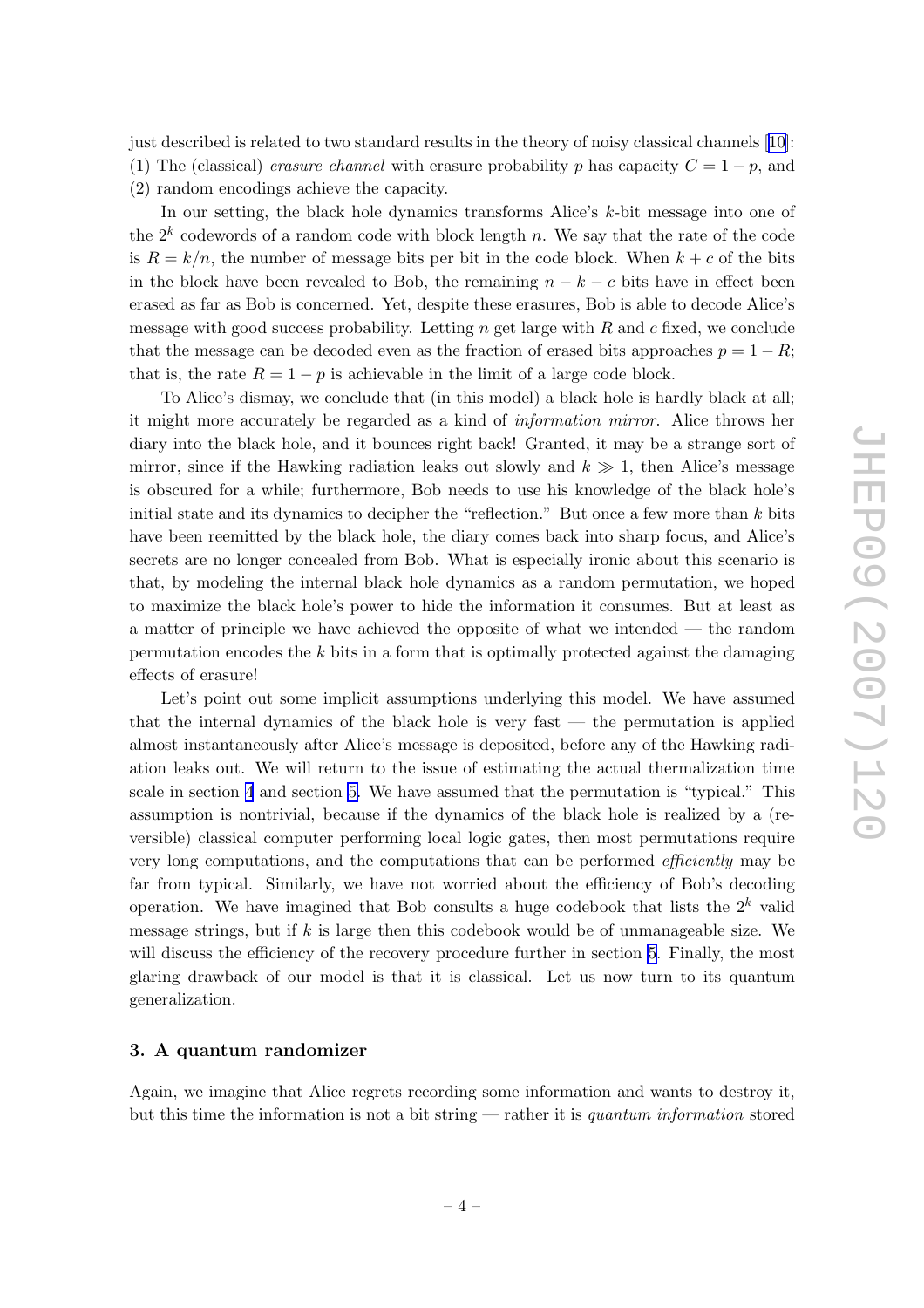just described is related to two standard results in the theory of noisy classical channels [10]: (1) The (classical) *erasure channel* with erasure probability $p$ has capacity $C = 1 - p$, and (2) random encodings achieve the capacity.

In our setting, the black hole dynamics transforms Alice's $k$-bit message into one of the $2^k$ codewords of a random code with block length $n$. We say that the rate of the code is $R = k/n$, the number of message bits per bit in the code block. When $k + c$ of the bits in the block have been revealed to Bob, the remaining $n - k - c$ bits have in effect been erased as far as Bob is concerned. Yet, despite these erasures, Bob is able to decode Alice's message with good success probability. Letting $n$ get large with $R$ and $c$ fixed, we conclude that the message can be decoded even as the fraction of erased bits approaches $p = 1 - R$; that is, the rate $R = 1 - p$ is achievable in the limit of a large code block.

To Alice's dismay, we conclude that (in this model) a black hole is hardly black at all; it might more accurately be regarded as a kind of *information mirror*. Alice throws her diary into the black hole, and it bounces right back! Granted, it may be a strange sort of mirror, since if the Hawking radiation leaks out slowly and $k \gg 1$, then Alice's message is obscured for a while; furthermore, Bob needs to use his knowledge of the black hole's initial state and its dynamics to decipher the "reflection." But once a few more than $k$ bits have been reemitted by the black hole, the diary comes back into sharp focus, and Alice's secrets are no longer concealed from Bob. What is especially ironic about this scenario is that, by modeling the internal black hole dynamics as a random permutation, we hoped to maximize the black hole's power to hide the information it consumes. But at least as a matter of principle we have achieved the opposite of what we intended — the random permutation encodes the $k$ bits in a form that is optimally protected against the damaging effects of erasure!

Let's point out some implicit assumptions underlying this model. We have assumed that the internal dynamics of the black hole is very fast — the permutation is applied almost instantaneously after Alice's message is deposited, before any of the Hawking radiation leaks out. We will return to the issue of estimating the actual thermalization time scale in section 4 and section 5. We have assumed that the permutation is "typical." This assumption is nontrivial, because if the dynamics of the black hole is realized by a (reversible) classical computer performing local logic gates, then most permutations require very long computations, and the computations that can be performed *efficiently* may be far from typical. Similarly, we have not worried about the efficiency of Bob's decoding operation. We have imagined that Bob consults a huge codebook that lists the $2^k$ valid message strings, but if $k$ is large then this codebook would be of unmanageable size. We will discuss the efficiency of the recovery procedure further in section 5. Finally, the most glaring drawback of our model is that it is classical. Let us now turn to its quantum generalization.

## 3. A quantum randomizer

Again, we imagine that Alice regrets recording some information and wants to destroy it, but this time the information is not a bit string — rather it is *quantum information* stored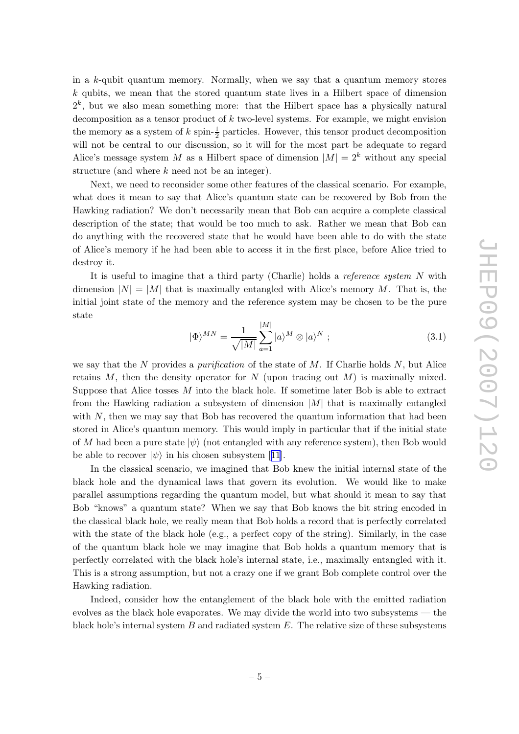in a $k$-qubit quantum memory. Normally, when we say that a quantum memory stores $k$ qubits, we mean that the stored quantum state lives in a Hilbert space of dimension $2^k$, but we also mean something more: that the Hilbert space has a physically natural decomposition as a tensor product of $k$ two-level systems. For example, we might envision the memory as a system of $k$ spin-$\frac{1}{2}$ particles. However, this tensor product decomposition will not be central to our discussion, so it will for the most part be adequate to regard Alice's message system $M$ as a Hilbert space of dimension $|M| = 2^k$ without any special structure (and where $k$ need not be an integer).

Next, we need to reconsider some other features of the classical scenario. For example, what does it mean to say that Alice's quantum state can be recovered by Bob from the Hawking radiation? We don't necessarily mean that Bob can acquire a complete classical description of the state; that would be too much to ask. Rather we mean that Bob can do anything with the recovered state that he would have been able to do with the state of Alice's memory if he had been able to access it in the first place, before Alice tried to destroy it.

It is useful to imagine that a third party (Charlie) holds a *reference system* $N$ with dimension $|N| = |M|$ that is maximally entangled with Alice's memory $M$. That is, the initial joint state of the memory and the reference system may be chosen to be the pure state

$$|\Phi\rangle^{MN} = \frac{1}{\sqrt{|M|}} \sum_{a=1}^{|M|} |a\rangle^M \otimes |a\rangle^N \; ; \tag{3.1}$$

we say that the $N$ provides a *purification* of the state of $M$. If Charlie holds $N$, but Alice retains $M$, then the density operator for $N$ (upon tracing out $M$) is maximally mixed. Suppose that Alice tosses $M$ into the black hole. If sometime later Bob is able to extract from the Hawking radiation a subsystem of dimension $|M|$ that is maximally entangled with $N$, then we may say that Bob has recovered the quantum information that had been stored in Alice's quantum memory. This would imply in particular that if the initial state of $M$ had been a pure state $|\psi\rangle$ (not entangled with any reference system), then Bob would be able to recover $|\psi\rangle$ in his chosen subsystem [11].

In the classical scenario, we imagined that Bob knew the initial internal state of the black hole and the dynamical laws that govern its evolution. We would like to make parallel assumptions regarding the quantum model, but what should it mean to say that Bob "knows" a quantum state? When we say that Bob knows the bit string encoded in the classical black hole, we really mean that Bob holds a record that is perfectly correlated with the state of the black hole (e.g., a perfect copy of the string). Similarly, in the case of the quantum black hole we may imagine that Bob holds a quantum memory that is perfectly correlated with the black hole's internal state, i.e., maximally entangled with it. This is a strong assumption, but not a crazy one if we grant Bob complete control over the Hawking radiation.

Indeed, consider how the entanglement of the black hole with the emitted radiation evolves as the black hole evaporates. We may divide the world into two subsystems — the black hole's internal system $B$ and radiated system $E$. The relative size of these subsystems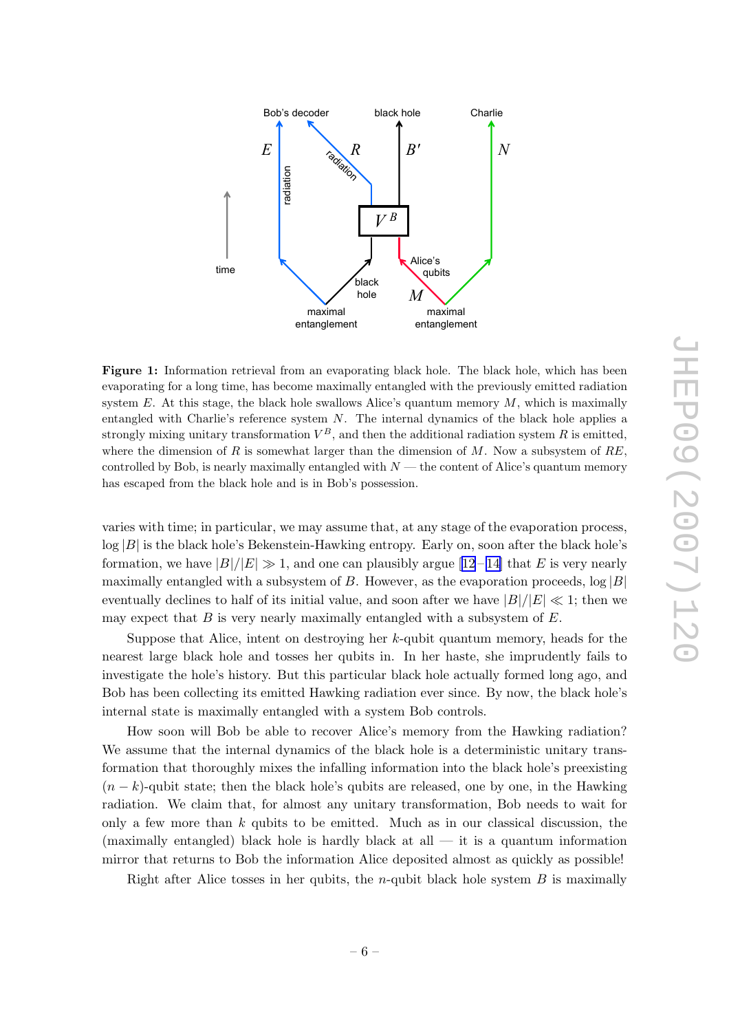Bob's decoder

black hole

Charlie

$E$

$R$

$B'$

$N$

radiation

radiation

$V^B$

time

Alice's qubits

black hole

$M$

maximal entanglement

maximal entanglement

**Figure 1:** Information retrieval from an evaporating black hole. The black hole, which has been evaporating for a long time, has become maximally entangled with the previously emitted radiation system $E$. At this stage, the black hole swallows Alice's quantum memory $M$, which is maximally entangled with Charlie's reference system $N$. The internal dynamics of the black hole applies a strongly mixing unitary transformation $V^B$, and then the additional radiation system $R$ is emitted, where the dimension of $R$ is somewhat larger than the dimension of $M$. Now a subsystem of $RE$, controlled by Bob, is nearly maximally entangled with $N$ — the content of Alice's quantum memory has escaped from the black hole and is in Bob's possession.

varies with time; in particular, we may assume that, at any stage of the evaporation process, $\log |B|$ is the black hole's Bekenstein-Hawking entropy. Early on, soon after the black hole's formation, we have $|B|/|E| \gg 1$, and one can plausibly argue [12–14] that $E$ is very nearly maximally entangled with a subsystem of $B$. However, as the evaporation proceeds, $\log |B|$ eventually declines to half of its initial value, and soon after we have $|B|/|E| \ll 1$; then we may expect that $B$ is very nearly maximally entangled with a subsystem of $E$.

Suppose that Alice, intent on destroying her $k$-qubit quantum memory, heads for the nearest large black hole and tosses her qubits in. In her haste, she imprudently fails to investigate the hole's history. But this particular black hole actually formed long ago, and Bob has been collecting its emitted Hawking radiation ever since. By now, the black hole's internal state is maximally entangled with a system Bob controls.

How soon will Bob be able to recover Alice's memory from the Hawking radiation? We assume that the internal dynamics of the black hole is a deterministic unitary transformation that thoroughly mixes the infalling information into the black hole's preexisting $(n-k)$-qubit state; then the black hole's qubits are released, one by one, in the Hawking radiation. We claim that, for almost any unitary transformation, Bob needs to wait for only a few more than $k$ qubits to be emitted. Much as in our classical discussion, the (maximally entangled) black hole is hardly black at all — it is a quantum information mirror that returns to Bob the information Alice deposited almost as quickly as possible!

Right after Alice tosses in her qubits, the $n$-qubit black hole system $B$ is maximally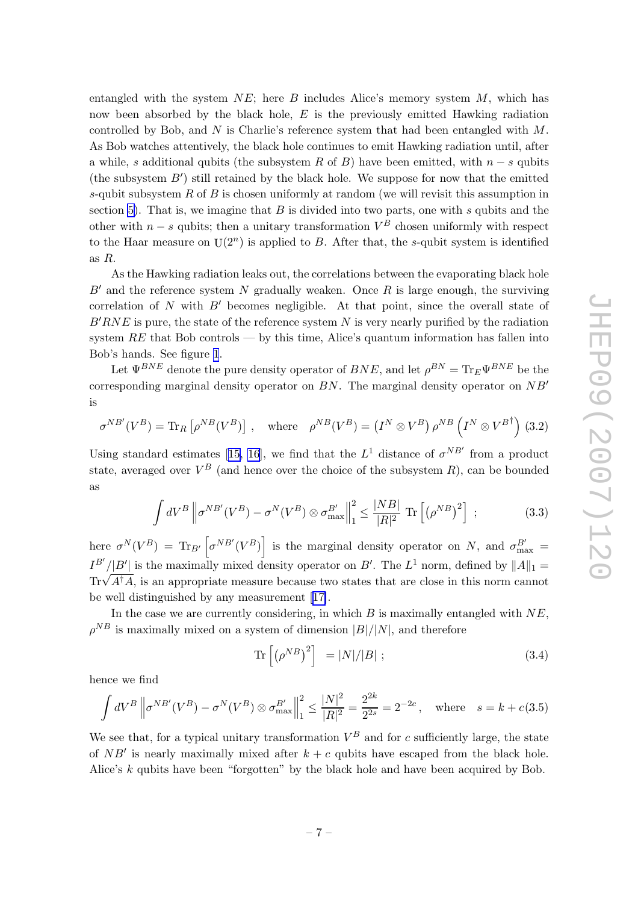entangled with the system $NE$; here $B$ includes Alice's memory system $M$, which has now been absorbed by the black hole, $E$ is the previously emitted Hawking radiation controlled by Bob, and $N$ is Charlie's reference system that had been entangled with $M$. As Bob watches attentively, the black hole continues to emit Hawking radiation until, after a while, $s$ additional qubits (the subsystem $R$ of $B$) have been emitted, with $n - s$ qubits (the subsystem $B'$) still retained by the black hole. We suppose for now that the emitted $s$-qubit subsystem $R$ of $B$ is chosen uniformly at random (we will revisit this assumption in section 5). That is, we imagine that $B$ is divided into two parts, one with $s$ qubits and the other with $n - s$ qubits; then a unitary transformation $V^B$ chosen uniformly with respect to the Haar measure on $\mathrm{U}(2^n)$ is applied to $B$. After that, the $s$-qubit system is identified as $R$.

As the Hawking radiation leaks out, the correlations between the evaporating black hole $B'$ and the reference system $N$ gradually weaken. Once $R$ is large enough, the surviving correlation of $N$ with $B'$ becomes negligible. At that point, since the overall state of $B'RNE$ is pure, the state of the reference system $N$ is very nearly purified by the radiation system $RE$ that Bob controls — by this time, Alice's quantum information has fallen into Bob's hands. See figure 1.

Let $\Psi^{BNE}$ denote the pure density operator of $BNE$, and let $\rho^{BN} = \mathrm{Tr}_E \Psi^{BNE}$ be the corresponding marginal density operator on $BN$. The marginal density operator on $NB'$ is

$$\sigma^{NB'}(V^B) = \mathrm{Tr}_R\left[\rho^{NB}(V^B)\right], \quad \text{where} \quad \rho^{NB}(V^B) = \left(I^N \otimes V^B\right)\rho^{NB}\left(I^N \otimes V^{B\dagger}\right) \tag{3.2}$$

Using standard estimates [15, 16], we find that the $L^1$ distance of $\sigma^{NB'}$ from a product state, averaged over $V^B$ (and hence over the choice of the subsystem $R$), can be bounded as

$$\int dV^B \left\|\sigma^{NB'}(V^B) - \sigma^N(V^B)\otimes\sigma_{\max}^{B'}\right\|_1^2 \leq \frac{|NB|}{|R|^2}\,\mathrm{Tr}\left[\left(\rho^{NB}\right)^2\right] ; \tag{3.3}$$

here $\sigma^N(V^B) = \mathrm{Tr}_{B'}\left[\sigma^{NB'}(V^B)\right]$ is the marginal density operator on $N$, and $\sigma_{\max}^{B'} = I^{B'}/|B'|$ is the maximally mixed density operator on $B'$. The $L^1$ norm, defined by $\|A\|_1 = \mathrm{Tr}\sqrt{A^\dagger A}$, is an appropriate measure because two states that are close in this norm cannot be well distinguished by any measurement [17].

In the case we are currently considering, in which $B$ is maximally entangled with $NE$, $\rho^{NB}$ is maximally mixed on a system of dimension $|B|/|N|$, and therefore

$$\mathrm{Tr}\left[\left(\rho^{NB}\right)^2\right] = |N|/|B| ; \tag{3.4}$$

hence we find

$$\int dV^B \left\|\sigma^{NB'}(V^B) - \sigma^N(V^B)\otimes\sigma_{\max}^{B'}\right\|_1^2 \leq \frac{|N|^2}{|R|^2} = \frac{2^{2k}}{2^{2s}} = 2^{-2c}, \quad \text{where} \quad s = k + c \tag{3.5}$$

We see that, for a typical unitary transformation $V^B$ and for $c$ sufficiently large, the state of $NB'$ is nearly maximally mixed after $k + c$ qubits have escaped from the black hole. Alice's $k$ qubits have been "forgotten" by the black hole and have been acquired by Bob.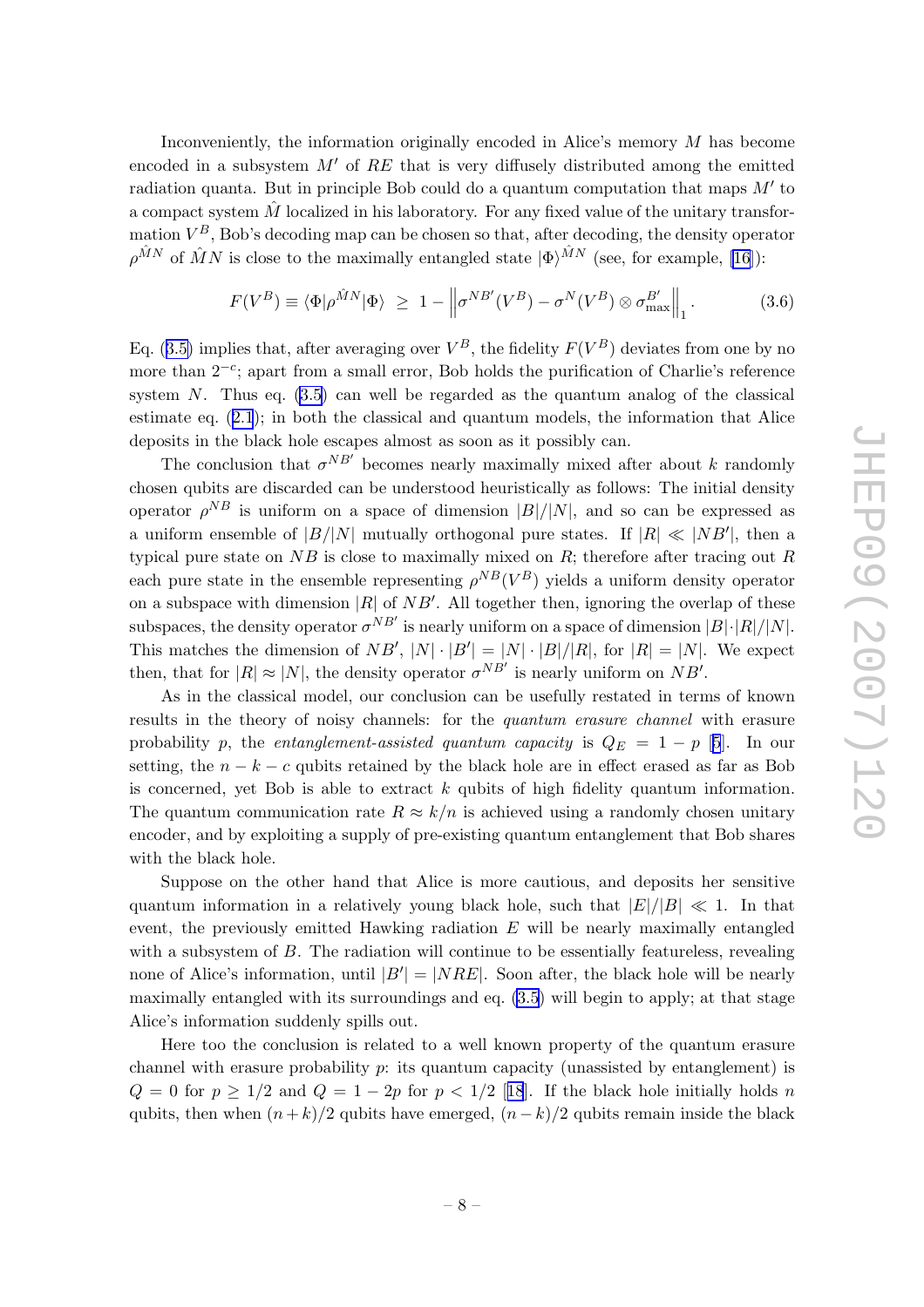Inconveniently, the information originally encoded in Alice's memory $M$ has become encoded in a subsystem $M'$ of $RE$ that is very diffusely distributed among the emitted radiation quanta. But in principle Bob could do a quantum computation that maps $M'$ to a compact system $\hat{M}$ localized in his laboratory. For any fixed value of the unitary transformation $V^B$, Bob's decoding map can be chosen so that, after decoding, the density operator $\rho^{\hat{M}N}$ of $\hat{M}N$ is close to the maximally entangled state $|\Phi\rangle^{\hat{M}N}$ (see, for example, [16]):

$$F(V^B) \equiv \langle\Phi|\rho^{\hat{M}N}|\Phi\rangle \;\geq\; 1 - \left\|\sigma^{NB'}(V^B) - \sigma^N(V^B)\otimes\sigma^{B'}_{\max}\right\|_1 . \tag{3.6}$$

Eq. (3.5) implies that, after averaging over $V^B$, the fidelity $F(V^B)$ deviates from one by no more than $2^{-c}$; apart from a small error, Bob holds the purification of Charlie's reference system $N$. Thus eq. (3.5) can well be regarded as the quantum analog of the classical estimate eq. (2.1); in both the classical and quantum models, the information that Alice deposits in the black hole escapes almost as soon as it possibly can.

The conclusion that $\sigma^{NB'}$ becomes nearly maximally mixed after about $k$ randomly chosen qubits are discarded can be understood heuristically as follows: The initial density operator $\rho^{NB}$ is uniform on a space of dimension $|B|/|N|$, and so can be expressed as a uniform ensemble of $|B/|N|$ mutually orthogonal pure states. If $|R| \ll |NB'|$, then a typical pure state on $NB$ is close to maximally mixed on $R$; therefore after tracing out $R$ each pure state in the ensemble representing $\rho^{NB}(V^B)$ yields a uniform density operator on a subspace with dimension $|R|$ of $NB'$. All together then, ignoring the overlap of these subspaces, the density operator $\sigma^{NB'}$ is nearly uniform on a space of dimension $|B|\cdot|R|/|N|$. This matches the dimension of $NB'$, $|N|\cdot|B'| = |N|\cdot|B|/|R|$, for $|R| = |N|$. We expect then, that for $|R| \approx |N|$, the density operator $\sigma^{NB'}$ is nearly uniform on $NB'$.

As in the classical model, our conclusion can be usefully restated in terms of known results in the theory of noisy channels: for the *quantum erasure channel* with erasure probability $p$, the *entanglement-assisted quantum capacity* is $Q_E = 1 - p$ [5]. In our setting, the $n - k - c$ qubits retained by the black hole are in effect erased as far as Bob is concerned, yet Bob is able to extract $k$ qubits of high fidelity quantum information. The quantum communication rate $R \approx k/n$ is achieved using a randomly chosen unitary encoder, and by exploiting a supply of pre-existing quantum entanglement that Bob shares with the black hole.

Suppose on the other hand that Alice is more cautious, and deposits her sensitive quantum information in a relatively young black hole, such that $|E|/|B| \ll 1$. In that event, the previously emitted Hawking radiation $E$ will be nearly maximally entangled with a subsystem of $B$. The radiation will continue to be essentially featureless, revealing none of Alice's information, until $|B'| = |NRE|$. Soon after, the black hole will be nearly maximally entangled with its surroundings and eq. (3.5) will begin to apply; at that stage Alice's information suddenly spills out.

Here too the conclusion is related to a well known property of the quantum erasure channel with erasure probability $p$: its quantum capacity (unassisted by entanglement) is $Q = 0$ for $p \geq 1/2$ and $Q = 1 - 2p$ for $p < 1/2$ [18]. If the black hole initially holds $n$ qubits, then when $(n+k)/2$ qubits have emerged, $(n-k)/2$ qubits remain inside the black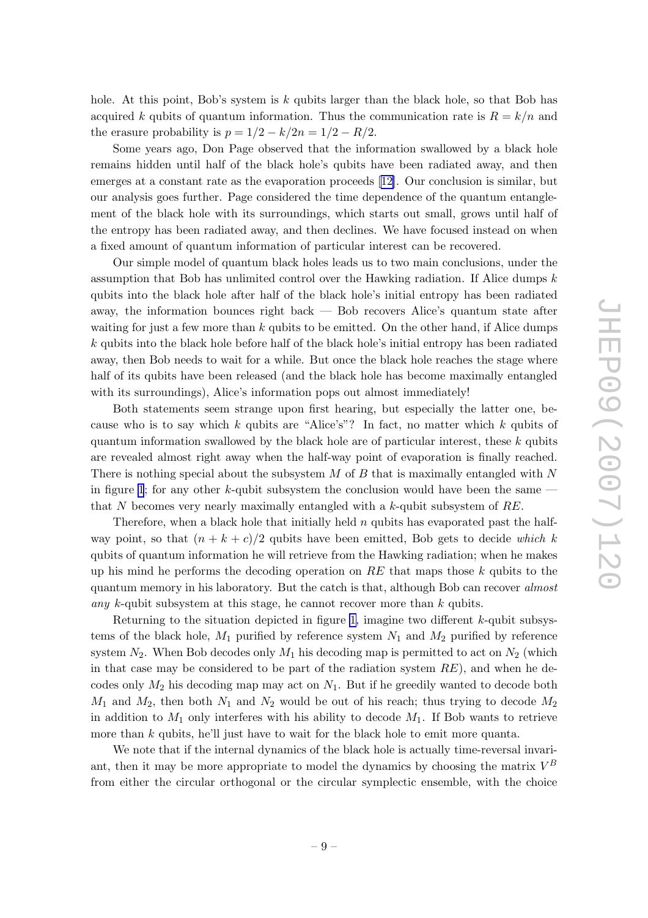hole. At this point, Bob's system is $k$ qubits larger than the black hole, so that Bob has acquired $k$ qubits of quantum information. Thus the communication rate is $R = k/n$ and the erasure probability is $p = 1/2 - k/2n = 1/2 - R/2$.

Some years ago, Don Page observed that the information swallowed by a black hole remains hidden until half of the black hole's qubits have been radiated away, and then emerges at a constant rate as the evaporation proceeds [12]. Our conclusion is similar, but our analysis goes further. Page considered the time dependence of the quantum entanglement of the black hole with its surroundings, which starts out small, grows until half of the entropy has been radiated away, and then declines. We have focused instead on when a fixed amount of quantum information of particular interest can be recovered.

Our simple model of quantum black holes leads us to two main conclusions, under the assumption that Bob has unlimited control over the Hawking radiation. If Alice dumps $k$ qubits into the black hole after half of the black hole's initial entropy has been radiated away, the information bounces right back — Bob recovers Alice's quantum state after waiting for just a few more than $k$ qubits to be emitted. On the other hand, if Alice dumps $k$ qubits into the black hole before half of the black hole's initial entropy has been radiated away, then Bob needs to wait for a while. But once the black hole reaches the stage where half of its qubits have been released (and the black hole has become maximally entangled with its surroundings), Alice's information pops out almost immediately!

Both statements seem strange upon first hearing, but especially the latter one, because who is to say which $k$ qubits are "Alice's"? In fact, no matter which $k$ qubits of quantum information swallowed by the black hole are of particular interest, these $k$ qubits are revealed almost right away when the half-way point of evaporation is finally reached. There is nothing special about the subsystem $M$ of $B$ that is maximally entangled with $N$ in figure 1; for any other $k$-qubit subsystem the conclusion would have been the same — that $N$ becomes very nearly maximally entangled with a $k$-qubit subsystem of $RE$.

Therefore, when a black hole that initially held $n$ qubits has evaporated past the half-way point, so that $(n + k + c)/2$ qubits have been emitted, Bob gets to decide *which* $k$ qubits of quantum information he will retrieve from the Hawking radiation; when he makes up his mind he performs the decoding operation on $RE$ that maps those $k$ qubits to the quantum memory in his laboratory. But the catch is that, although Bob can recover *almost any* $k$-qubit subsystem at this stage, he cannot recover more than $k$ qubits.

Returning to the situation depicted in figure 1, imagine two different $k$-qubit subsystems of the black hole, $M_1$ purified by reference system $N_1$ and $M_2$ purified by reference system $N_2$. When Bob decodes only $M_1$ his decoding map is permitted to act on $N_2$ (which in that case may be considered to be part of the radiation system $RE$), and when he decodes only $M_2$ his decoding map may act on $N_1$. But if he greedily wanted to decode both $M_1$ and $M_2$, then both $N_1$ and $N_2$ would be out of his reach; thus trying to decode $M_2$ in addition to $M_1$ only interferes with his ability to decode $M_1$. If Bob wants to retrieve more than $k$ qubits, he'll just have to wait for the black hole to emit more quanta.

We note that if the internal dynamics of the black hole is actually time-reversal invariant, then it may be more appropriate to model the dynamics by choosing the matrix $V^B$ from either the circular orthogonal or the circular symplectic ensemble, with the choice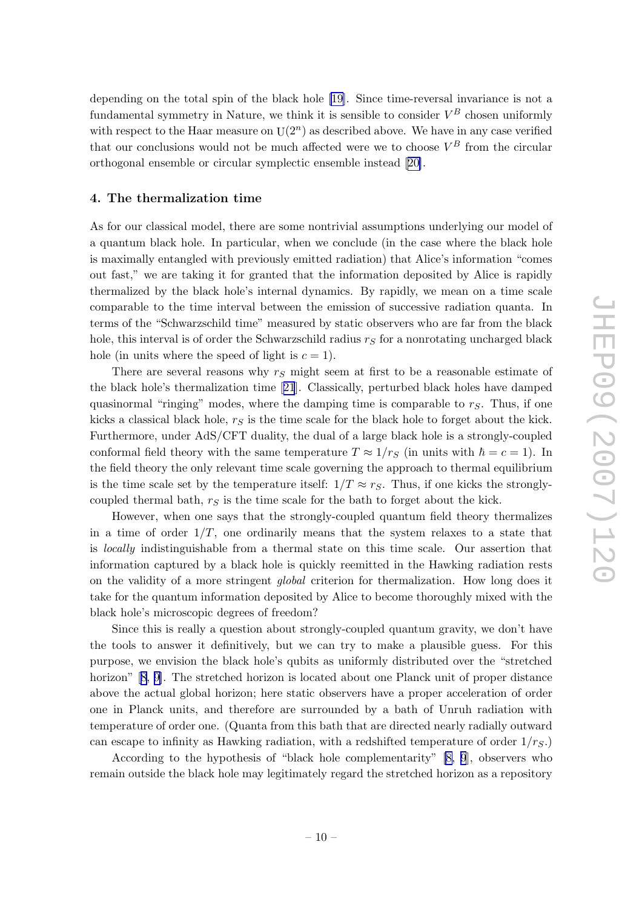depending on the total spin of the black hole [19]. Since time-reversal invariance is not a fundamental symmetry in Nature, we think it is sensible to consider $V^B$ chosen uniformly with respect to the Haar measure on $\mathrm{U}(2^n)$ as described above. We have in any case verified that our conclusions would not be much affected were we to choose $V^B$ from the circular orthogonal ensemble or circular symplectic ensemble instead [20].

## 4. The thermalization time

As for our classical model, there are some nontrivial assumptions underlying our model of a quantum black hole. In particular, when we conclude (in the case where the black hole is maximally entangled with previously emitted radiation) that Alice's information "comes out fast," we are taking it for granted that the information deposited by Alice is rapidly thermalized by the black hole's internal dynamics. By rapidly, we mean on a time scale comparable to the time interval between the emission of successive radiation quanta. In terms of the "Schwarzschild time" measured by static observers who are far from the black hole, this interval is of order the Schwarzschild radius $r_S$ for a nonrotating uncharged black hole (in units where the speed of light is $c = 1$).

There are several reasons why $r_S$ might seem at first to be a reasonable estimate of the black hole's thermalization time [21]. Classically, perturbed black holes have damped quasinormal "ringing" modes, where the damping time is comparable to $r_S$. Thus, if one kicks a classical black hole, $r_S$ is the time scale for the black hole to forget about the kick. Furthermore, under AdS/CFT duality, the dual of a large black hole is a strongly-coupled conformal field theory with the same temperature $T \approx 1/r_S$ (in units with $\hbar = c = 1$). In the field theory the only relevant time scale governing the approach to thermal equilibrium is the time scale set by the temperature itself: $1/T \approx r_S$. Thus, if one kicks the strongly-coupled thermal bath, $r_S$ is the time scale for the bath to forget about the kick.

However, when one says that the strongly-coupled quantum field theory thermalizes in a time of order $1/T$, one ordinarily means that the system relaxes to a state that is *locally* indistinguishable from a thermal state on this time scale. Our assertion that information captured by a black hole is quickly reemitted in the Hawking radiation rests on the validity of a more stringent *global* criterion for thermalization. How long does it take for the quantum information deposited by Alice to become thoroughly mixed with the black hole's microscopic degrees of freedom?

Since this is really a question about strongly-coupled quantum gravity, we don't have the tools to answer it definitively, but we can try to make a plausible guess. For this purpose, we envision the black hole's qubits as uniformly distributed over the "stretched horizon" [8, 9]. The stretched horizon is located about one Planck unit of proper distance above the actual global horizon; here static observers have a proper acceleration of order one in Planck units, and therefore are surrounded by a bath of Unruh radiation with temperature of order one. (Quanta from this bath that are directed nearly radially outward can escape to infinity as Hawking radiation, with a redshifted temperature of order $1/r_S$.)

According to the hypothesis of "black hole complementarity" [8, 9], observers who remain outside the black hole may legitimately regard the stretched horizon as a repository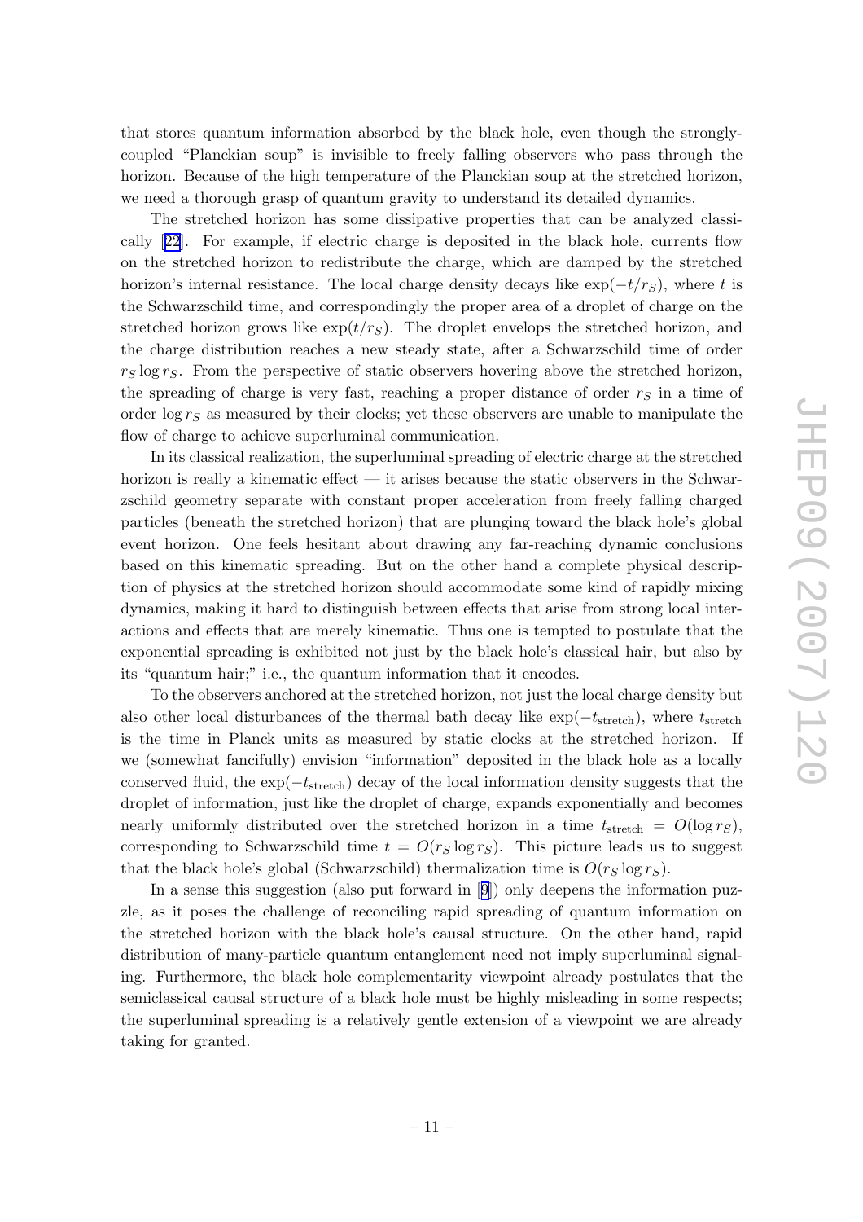that stores quantum information absorbed by the black hole, even though the strongly-coupled "Planckian soup" is invisible to freely falling observers who pass through the horizon. Because of the high temperature of the Planckian soup at the stretched horizon, we need a thorough grasp of quantum gravity to understand its detailed dynamics.

The stretched horizon has some dissipative properties that can be analyzed classically [22]. For example, if electric charge is deposited in the black hole, currents flow on the stretched horizon to redistribute the charge, which are damped by the stretched horizon's internal resistance. The local charge density decays like $\exp(-t/r_S)$, where $t$ is the Schwarzschild time, and correspondingly the proper area of a droplet of charge on the stretched horizon grows like $\exp(t/r_S)$. The droplet envelops the stretched horizon, and the charge distribution reaches a new steady state, after a Schwarzschild time of order $r_S \log r_S$. From the perspective of static observers hovering above the stretched horizon, the spreading of charge is very fast, reaching a proper distance of order $r_S$ in a time of order $\log r_S$ as measured by their clocks; yet these observers are unable to manipulate the flow of charge to achieve superluminal communication.

In its classical realization, the superluminal spreading of electric charge at the stretched horizon is really a kinematic effect — it arises because the static observers in the Schwarzschild geometry separate with constant proper acceleration from freely falling charged particles (beneath the stretched horizon) that are plunging toward the black hole's global event horizon. One feels hesitant about drawing any far-reaching dynamic conclusions based on this kinematic spreading. But on the other hand a complete physical description of physics at the stretched horizon should accommodate some kind of rapidly mixing dynamics, making it hard to distinguish between effects that arise from strong local interactions and effects that are merely kinematic. Thus one is tempted to postulate that the exponential spreading is exhibited not just by the black hole's classical hair, but also by its "quantum hair;" i.e., the quantum information that it encodes.

To the observers anchored at the stretched horizon, not just the local charge density but also other local disturbances of the thermal bath decay like $\exp(-t_{\rm stretch})$, where $t_{\rm stretch}$ is the time in Planck units as measured by static clocks at the stretched horizon. If we (somewhat fancifully) envision "information" deposited in the black hole as a locally conserved fluid, the $\exp(-t_{\rm stretch})$ decay of the local information density suggests that the droplet of information, just like the droplet of charge, expands exponentially and becomes nearly uniformly distributed over the stretched horizon in a time $t_{\rm stretch} = O(\log r_S)$, corresponding to Schwarzschild time $t = O(r_S \log r_S)$. This picture leads us to suggest that the black hole's global (Schwarzschild) thermalization time is $O(r_S \log r_S)$.

In a sense this suggestion (also put forward in [9]) only deepens the information puzzle, as it poses the challenge of reconciling rapid spreading of quantum information on the stretched horizon with the black hole's causal structure. On the other hand, rapid distribution of many-particle quantum entanglement need not imply superluminal signaling. Furthermore, the black hole complementarity viewpoint already postulates that the semiclassical causal structure of a black hole must be highly misleading in some respects; the superluminal spreading is a relatively gentle extension of a viewpoint we are already taking for granted.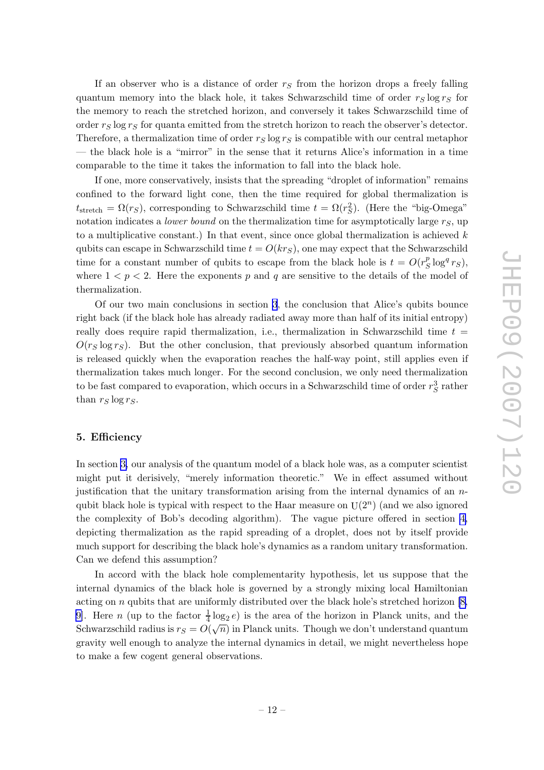If an observer who is a distance of order $r_S$ from the horizon drops a freely falling quantum memory into the black hole, it takes Schwarzschild time of order $r_S \log r_S$ for the memory to reach the stretched horizon, and conversely it takes Schwarzschild time of order $r_S \log r_S$ for quanta emitted from the stretch horizon to reach the observer's detector. Therefore, a thermalization time of order $r_S \log r_S$ is compatible with our central metaphor — the black hole is a "mirror" in the sense that it returns Alice's information in a time comparable to the time it takes the information to fall into the black hole.

If one, more conservatively, insists that the spreading "droplet of information" remains confined to the forward light cone, then the time required for global thermalization is $t_{\text{stretch}} = \Omega(r_S)$, corresponding to Schwarzschild time $t = \Omega(r_S^2)$. (Here the "big-Omega" notation indicates a *lower bound* on the thermalization time for asymptotically large $r_S$, up to a multiplicative constant.) In that event, since once global thermalization is achieved $k$ qubits can escape in Schwarzschild time $t = O(k r_S)$, one may expect that the Schwarzschild time for a constant number of qubits to escape from the black hole is $t = O(r_S^p \log^q r_S)$, where $1 < p < 2$. Here the exponents $p$ and $q$ are sensitive to the details of the model of thermalization.

Of our two main conclusions in section 3, the conclusion that Alice's qubits bounce right back (if the black hole has already radiated away more than half of its initial entropy) really does require rapid thermalization, i.e., thermalization in Schwarzschild time $t = O(r_S \log r_S)$. But the other conclusion, that previously absorbed quantum information is released quickly when the evaporation reaches the half-way point, still applies even if thermalization takes much longer. For the second conclusion, we only need thermalization to be fast compared to evaporation, which occurs in a Schwarzschild time of order $r_S^3$ rather than $r_S \log r_S$.

## 5. Efficiency

In section 3, our analysis of the quantum model of a black hole was, as a computer scientist might put it derisively, "merely information theoretic." We in effect assumed without justification that the unitary transformation arising from the internal dynamics of an $n$-qubit black hole is typical with respect to the Haar measure on $\mathrm{U}(2^n)$ (and we also ignored the complexity of Bob's decoding algorithm). The vague picture offered in section 4, depicting thermalization as the rapid spreading of a droplet, does not by itself provide much support for describing the black hole's dynamics as a random unitary transformation. Can we defend this assumption?

In accord with the black hole complementarity hypothesis, let us suppose that the internal dynamics of the black hole is governed by a strongly mixing local Hamiltonian acting on $n$ qubits that are uniformly distributed over the black hole's stretched horizon [8, 9]. Here $n$ (up to the factor $\frac{1}{4}\log_2 e$) is the area of the horizon in Planck units, and the Schwarzschild radius is $r_S = O(\sqrt{n})$ in Planck units. Though we don't understand quantum gravity well enough to analyze the internal dynamics in detail, we might nevertheless hope to make a few cogent general observations.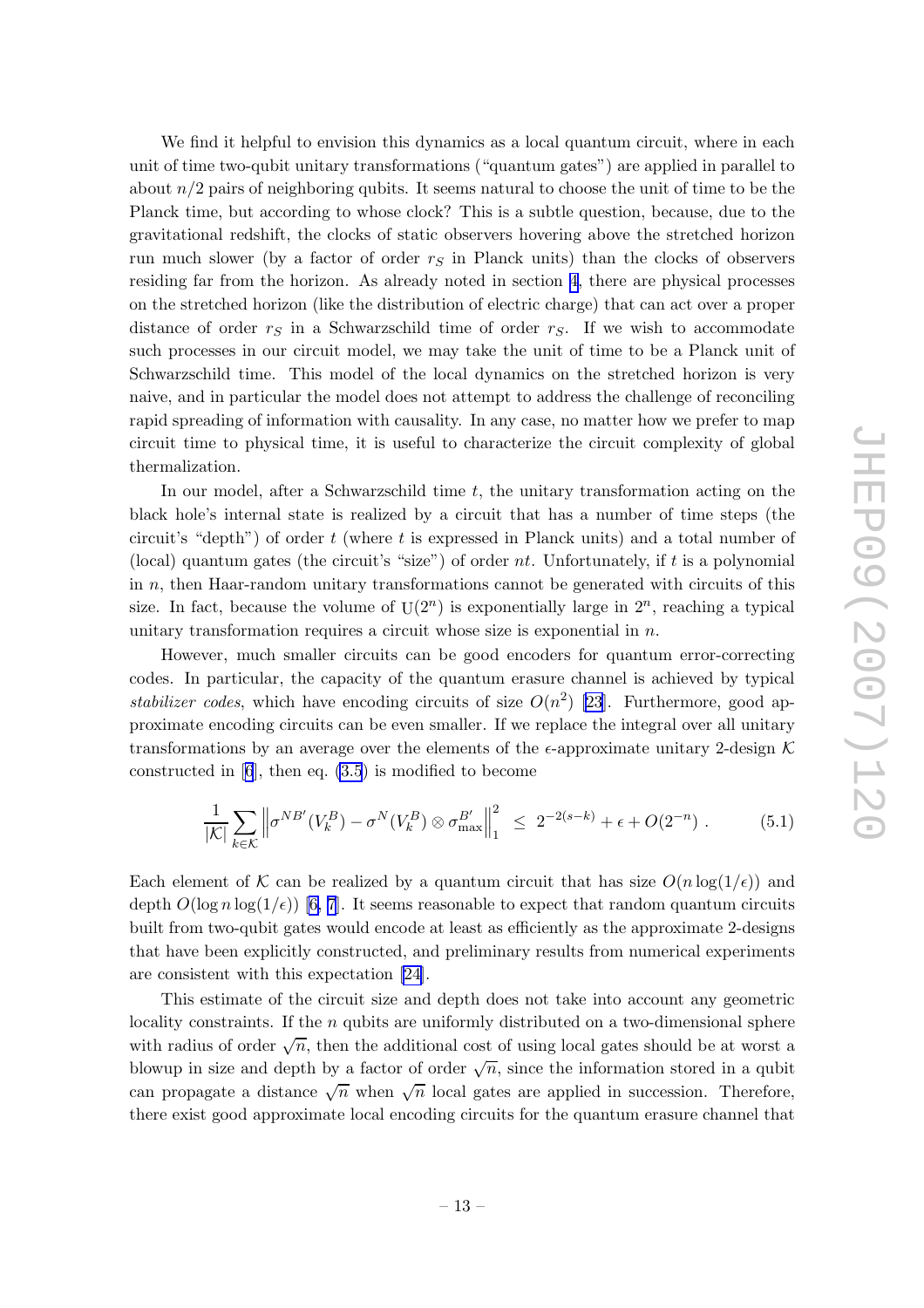We find it helpful to envision this dynamics as a local quantum circuit, where in each unit of time two-qubit unitary transformations ("quantum gates") are applied in parallel to about $n/2$ pairs of neighboring qubits. It seems natural to choose the unit of time to be the Planck time, but according to whose clock? This is a subtle question, because, due to the gravitational redshift, the clocks of static observers hovering above the stretched horizon run much slower (by a factor of order $r_S$ in Planck units) than the clocks of observers residing far from the horizon. As already noted in section 4, there are physical processes on the stretched horizon (like the distribution of electric charge) that can act over a proper distance of order $r_S$ in a Schwarzschild time of order $r_S$. If we wish to accommodate such processes in our circuit model, we may take the unit of time to be a Planck unit of Schwarzschild time. This model of the local dynamics on the stretched horizon is very naive, and in particular the model does not attempt to address the challenge of reconciling rapid spreading of information with causality. In any case, no matter how we prefer to map circuit time to physical time, it is useful to characterize the circuit complexity of global thermalization.

In our model, after a Schwarzschild time $t$, the unitary transformation acting on the black hole's internal state is realized by a circuit that has a number of time steps (the circuit's "depth") of order $t$ (where $t$ is expressed in Planck units) and a total number of (local) quantum gates (the circuit's "size") of order $nt$. Unfortunately, if $t$ is a polynomial in $n$, then Haar-random unitary transformations cannot be generated with circuits of this size. In fact, because the volume of $\mathrm{U}(2^n)$ is exponentially large in $2^n$, reaching a typical unitary transformation requires a circuit whose size is exponential in $n$.

However, much smaller circuits can be good encoders for quantum error-correcting codes. In particular, the capacity of the quantum erasure channel is achieved by typical *stabilizer codes*, which have encoding circuits of size $O(n^2)$ [23]. Furthermore, good approximate encoding circuits can be even smaller. If we replace the integral over all unitary transformations by an average over the elements of the $\epsilon$-approximate unitary 2-design $\mathcal{K}$ constructed in [6], then eq. (3.5) is modified to become

$$\frac{1}{|\mathcal{K}|}\sum_{k\in\mathcal{K}}\left\|\sigma^{NB'}(V_k^B)-\sigma^N(V_k^B)\otimes\sigma_{\max}^{B'}\right\|_1^2 \;\le\; 2^{-2(s-k)}+\epsilon+O(2^{-n})\ . \tag{5.1}$$

Each element of $\mathcal{K}$ can be realized by a quantum circuit that has size $O(n\log(1/\epsilon))$ and depth $O(\log n\log(1/\epsilon))$ [6, 7]. It seems reasonable to expect that random quantum circuits built from two-qubit gates would encode at least as efficiently as the approximate 2-designs that have been explicitly constructed, and preliminary results from numerical experiments are consistent with this expectation [24].

This estimate of the circuit size and depth does not take into account any geometric locality constraints. If the $n$ qubits are uniformly distributed on a two-dimensional sphere with radius of order $\sqrt{n}$, then the additional cost of using local gates should be at worst a blowup in size and depth by a factor of order $\sqrt{n}$, since the information stored in a qubit can propagate a distance $\sqrt{n}$ when $\sqrt{n}$ local gates are applied in succession. Therefore, there exist good approximate local encoding circuits for the quantum erasure channel that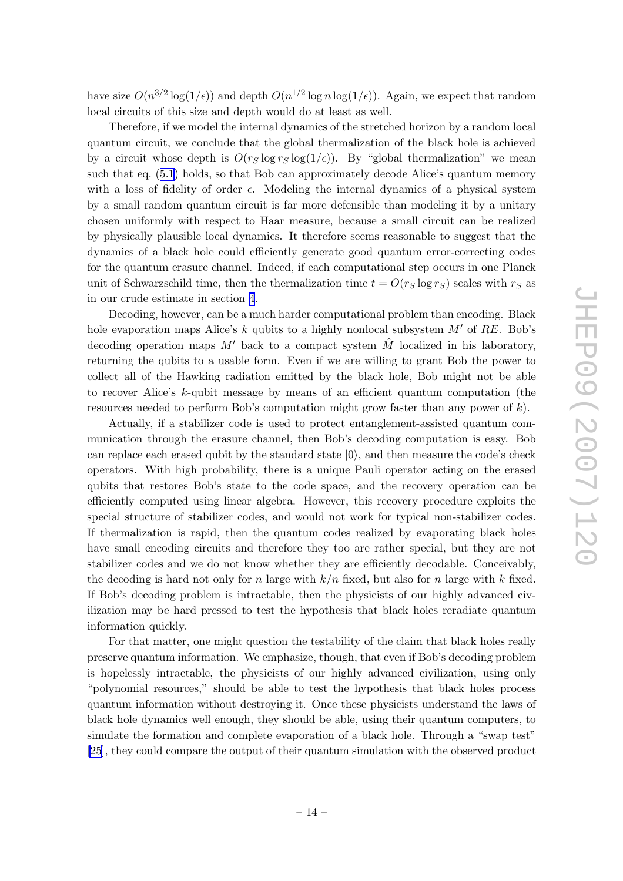have size $O(n^{3/2} \log(1/\epsilon))$ and depth $O(n^{1/2} \log n \log(1/\epsilon))$. Again, we expect that random local circuits of this size and depth would do at least as well.

Therefore, if we model the internal dynamics of the stretched horizon by a random local quantum circuit, we conclude that the global thermalization of the black hole is achieved by a circuit whose depth is $O(r_S \log r_S \log(1/\epsilon))$. By "global thermalization" we mean such that eq. (5.1) holds, so that Bob can approximately decode Alice's quantum memory with a loss of fidelity of order $\epsilon$. Modeling the internal dynamics of a physical system by a small random quantum circuit is far more defensible than modeling it by a unitary chosen uniformly with respect to Haar measure, because a small circuit can be realized by physically plausible local dynamics. It therefore seems reasonable to suggest that the dynamics of a black hole could efficiently generate good quantum error-correcting codes for the quantum erasure channel. Indeed, if each computational step occurs in one Planck unit of Schwarzschild time, then the thermalization time $t = O(r_S \log r_S)$ scales with $r_S$ as in our crude estimate in section 4.

Decoding, however, can be a much harder computational problem than encoding. Black hole evaporation maps Alice's $k$ qubits to a highly nonlocal subsystem $M'$ of $RE$. Bob's decoding operation maps $M'$ back to a compact system $\hat{M}$ localized in his laboratory, returning the qubits to a usable form. Even if we are willing to grant Bob the power to collect all of the Hawking radiation emitted by the black hole, Bob might not be able to recover Alice's $k$-qubit message by means of an efficient quantum computation (the resources needed to perform Bob's computation might grow faster than any power of $k$).

Actually, if a stabilizer code is used to protect entanglement-assisted quantum communication through the erasure channel, then Bob's decoding computation is easy. Bob can replace each erased qubit by the standard state $|0\rangle$, and then measure the code's check operators. With high probability, there is a unique Pauli operator acting on the erased qubits that restores Bob's state to the code space, and the recovery operation can be efficiently computed using linear algebra. However, this recovery procedure exploits the special structure of stabilizer codes, and would not work for typical non-stabilizer codes. If thermalization is rapid, then the quantum codes realized by evaporating black holes have small encoding circuits and therefore they too are rather special, but they are not stabilizer codes and we do not know whether they are efficiently decodable. Conceivably, the decoding is hard not only for $n$ large with $k/n$ fixed, but also for $n$ large with $k$ fixed. If Bob's decoding problem is intractable, then the physicists of our highly advanced civilization may be hard pressed to test the hypothesis that black holes reradiate quantum information quickly.

For that matter, one might question the testability of the claim that black holes really preserve quantum information. We emphasize, though, that even if Bob's decoding problem is hopelessly intractable, the physicists of our highly advanced civilization, using only "polynomial resources," should be able to test the hypothesis that black holes process quantum information without destroying it. Once these physicists understand the laws of black hole dynamics well enough, they should be able, using their quantum computers, to simulate the formation and complete evaporation of a black hole. Through a "swap test" [25], they could compare the output of their quantum simulation with the observed product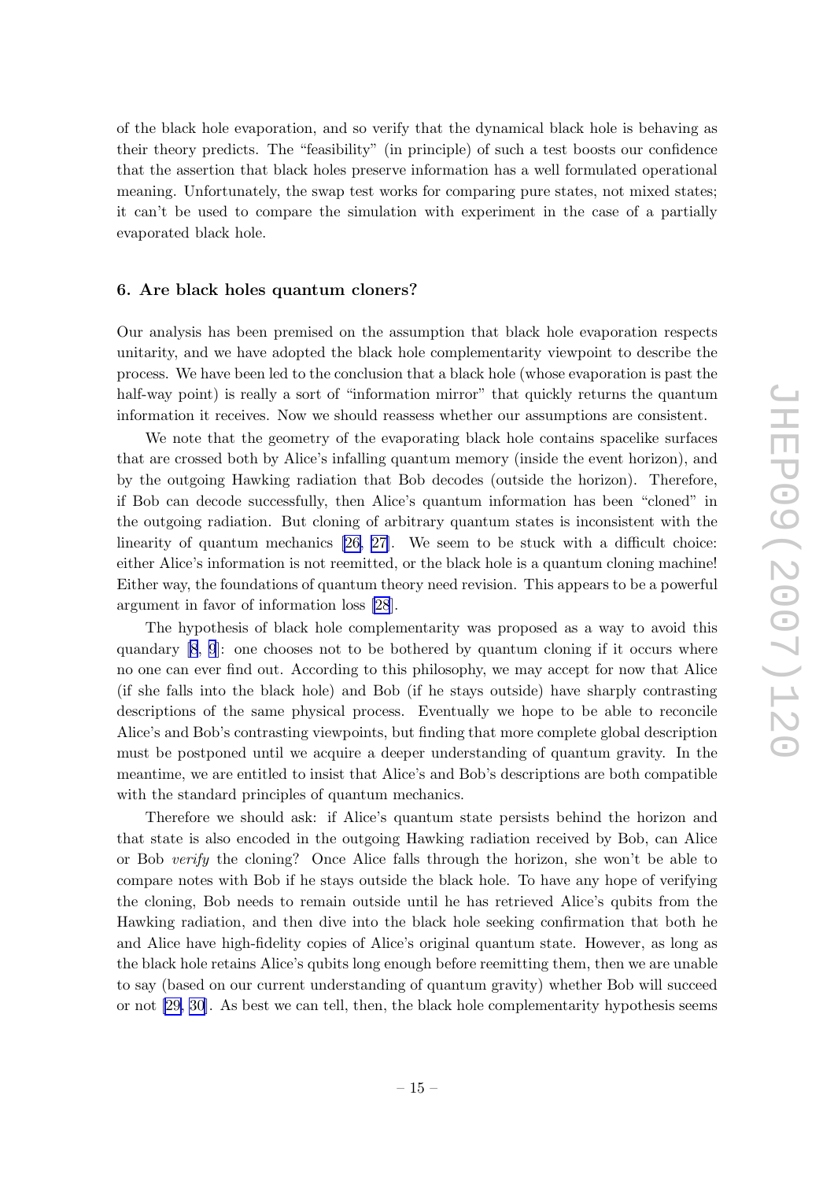of the black hole evaporation, and so verify that the dynamical black hole is behaving as their theory predicts. The "feasibility" (in principle) of such a test boosts our confidence that the assertion that black holes preserve information has a well formulated operational meaning. Unfortunately, the swap test works for comparing pure states, not mixed states; it can't be used to compare the simulation with experiment in the case of a partially evaporated black hole.

## 6. Are black holes quantum cloners?

Our analysis has been premised on the assumption that black hole evaporation respects unitarity, and we have adopted the black hole complementarity viewpoint to describe the process. We have been led to the conclusion that a black hole (whose evaporation is past the half-way point) is really a sort of "information mirror" that quickly returns the quantum information it receives. Now we should reassess whether our assumptions are consistent.

We note that the geometry of the evaporating black hole contains spacelike surfaces that are crossed both by Alice's infalling quantum memory (inside the event horizon), and by the outgoing Hawking radiation that Bob decodes (outside the horizon). Therefore, if Bob can decode successfully, then Alice's quantum information has been "cloned" in the outgoing radiation. But cloning of arbitrary quantum states is inconsistent with the linearity of quantum mechanics [26, 27]. We seem to be stuck with a difficult choice: either Alice's information is not reemitted, or the black hole is a quantum cloning machine! Either way, the foundations of quantum theory need revision. This appears to be a powerful argument in favor of information loss [28].

The hypothesis of black hole complementarity was proposed as a way to avoid this quandary [8, 9]: one chooses not to be bothered by quantum cloning if it occurs where no one can ever find out. According to this philosophy, we may accept for now that Alice (if she falls into the black hole) and Bob (if he stays outside) have sharply contrasting descriptions of the same physical process. Eventually we hope to be able to reconcile Alice's and Bob's contrasting viewpoints, but finding that more complete global description must be postponed until we acquire a deeper understanding of quantum gravity. In the meantime, we are entitled to insist that Alice's and Bob's descriptions are both compatible with the standard principles of quantum mechanics.

Therefore we should ask: if Alice's quantum state persists behind the horizon and that state is also encoded in the outgoing Hawking radiation received by Bob, can Alice or Bob *verify* the cloning? Once Alice falls through the horizon, she won't be able to compare notes with Bob if he stays outside the black hole. To have any hope of verifying the cloning, Bob needs to remain outside until he has retrieved Alice's qubits from the Hawking radiation, and then dive into the black hole seeking confirmation that both he and Alice have high-fidelity copies of Alice's original quantum state. However, as long as the black hole retains Alice's qubits long enough before reemitting them, then we are unable to say (based on our current understanding of quantum gravity) whether Bob will succeed or not [29, 30]. As best we can tell, then, the black hole complementarity hypothesis seems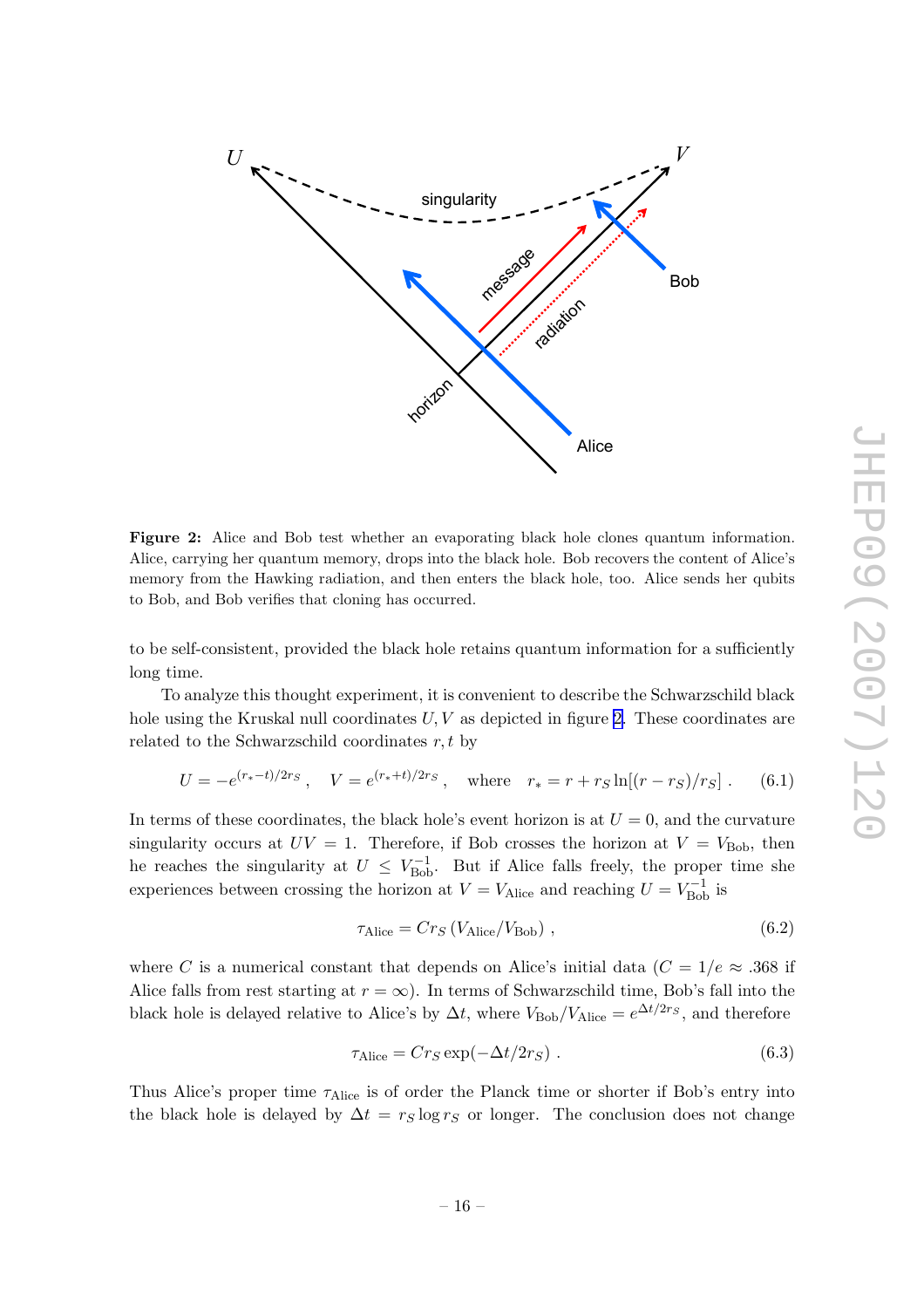**Figure 2:** Alice and Bob test whether an evaporating black hole clones quantum information. Alice, carrying her quantum memory, drops into the black hole. Bob recovers the content of Alice's memory from the Hawking radiation, and then enters the black hole, too. Alice sends her qubits to Bob, and Bob verifies that cloning has occurred.

to be self-consistent, provided the black hole retains quantum information for a sufficiently long time.

To analyze this thought experiment, it is convenient to describe the Schwarzschild black hole using the Kruskal null coordinates $U, V$ as depicted in figure 2. These coordinates are related to the Schwarzschild coordinates $r, t$ by

$$U = -e^{(r_* - t)/2r_S} , \quad V = e^{(r_* + t)/2r_S} , \quad \text{where} \quad r_* = r + r_S \ln[(r - r_S)/r_S] . \tag{6.1}$$

In terms of these coordinates, the black hole's event horizon is at $U = 0$, and the curvature singularity occurs at $UV = 1$. Therefore, if Bob crosses the horizon at $V = V_{\text{Bob}}$, then he reaches the singularity at $U \le V_{\text{Bob}}^{-1}$. But if Alice falls freely, the proper time she experiences between crossing the horizon at $V = V_{\text{Alice}}$ and reaching $U = V_{\text{Bob}}^{-1}$ is

$$\tau_{\text{Alice}} = C r_S \left( V_{\text{Alice}} / V_{\text{Bob}} \right) , \tag{6.2}$$

where $C$ is a numerical constant that depends on Alice's initial data ($C = 1/e \approx .368$ if Alice falls from rest starting at $r = \infty$). In terms of Schwarzschild time, Bob's fall into the black hole is delayed relative to Alice's by $\Delta t$, where $V_{\text{Bob}}/V_{\text{Alice}} = e^{\Delta t / 2r_S}$, and therefore

$$\tau_{\text{Alice}} = C r_S \exp(-\Delta t / 2r_S) . \tag{6.3}$$

Thus Alice's proper time $\tau_{\text{Alice}}$ is of order the Planck time or shorter if Bob's entry into the black hole is delayed by $\Delta t = r_S \log r_S$ or longer. The conclusion does not change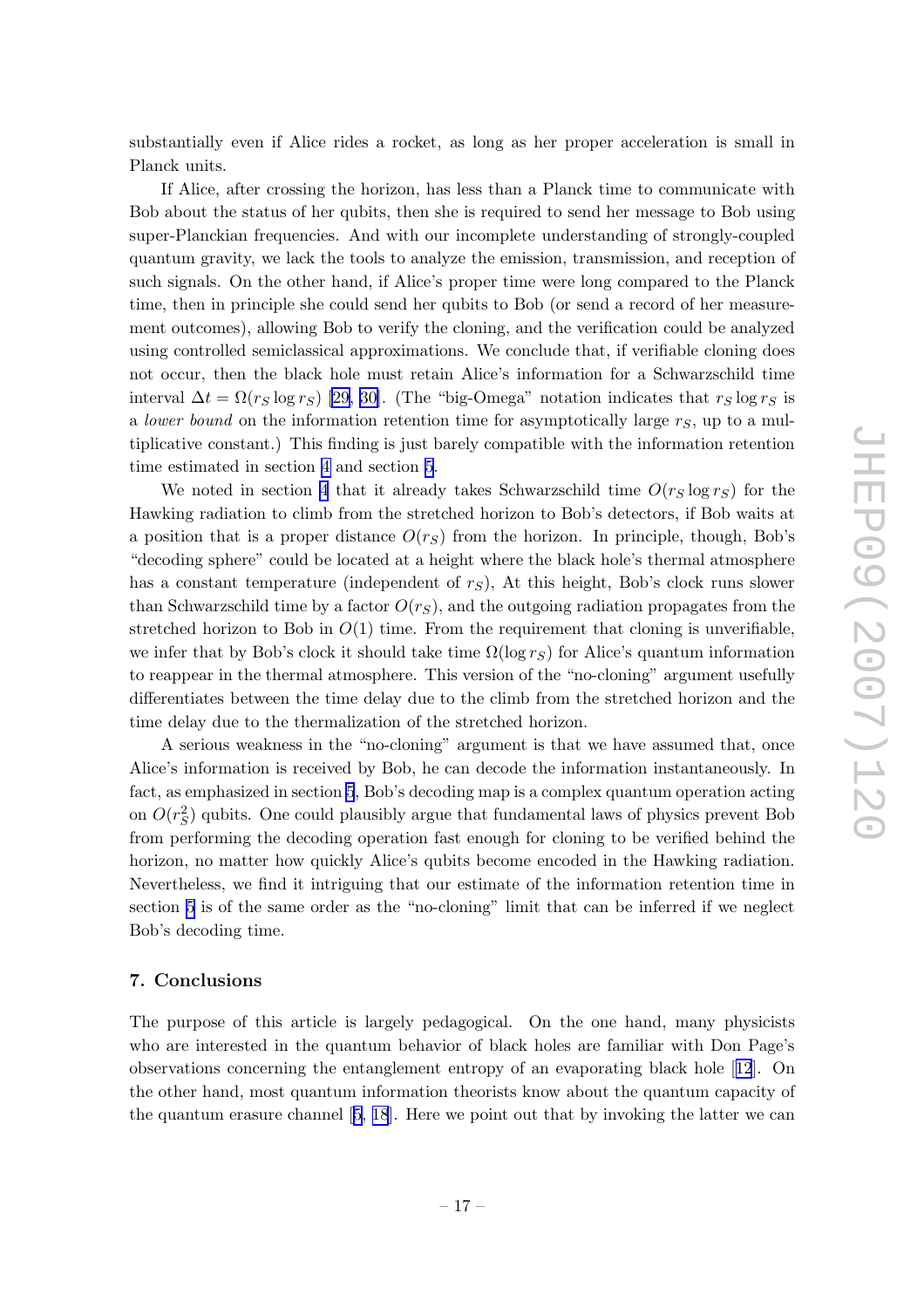substantially even if Alice rides a rocket, as long as her proper acceleration is small in Planck units.

If Alice, after crossing the horizon, has less than a Planck time to communicate with Bob about the status of her qubits, then she is required to send her message to Bob using super-Planckian frequencies. And with our incomplete understanding of strongly-coupled quantum gravity, we lack the tools to analyze the emission, transmission, and reception of such signals. On the other hand, if Alice's proper time were long compared to the Planck time, then in principle she could send her qubits to Bob (or send a record of her measurement outcomes), allowing Bob to verify the cloning, and the verification could be analyzed using controlled semiclassical approximations. We conclude that, if verifiable cloning does not occur, then the black hole must retain Alice's information for a Schwarzschild time interval $\Delta t = \Omega(r_S \log r_S)$ [29, 30]. (The "big-Omega" notation indicates that $r_S \log r_S$ is a *lower bound* on the information retention time for asymptotically large $r_S$, up to a multiplicative constant.) This finding is just barely compatible with the information retention time estimated in section 4 and section 5.

We noted in section 4 that it already takes Schwarzschild time $O(r_S \log r_S)$ for the Hawking radiation to climb from the stretched horizon to Bob's detectors, if Bob waits at a position that is a proper distance $O(r_S)$ from the horizon. In principle, though, Bob's "decoding sphere" could be located at a height where the black hole's thermal atmosphere has a constant temperature (independent of $r_S$), At this height, Bob's clock runs slower than Schwarzschild time by a factor $O(r_S)$, and the outgoing radiation propagates from the stretched horizon to Bob in $O(1)$ time. From the requirement that cloning is unverifiable, we infer that by Bob's clock it should take time $\Omega(\log r_S)$ for Alice's quantum information to reappear in the thermal atmosphere. This version of the "no-cloning" argument usefully differentiates between the time delay due to the climb from the stretched horizon and the time delay due to the thermalization of the stretched horizon.

A serious weakness in the "no-cloning" argument is that we have assumed that, once Alice's information is received by Bob, he can decode the information instantaneously. In fact, as emphasized in section 5, Bob's decoding map is a complex quantum operation acting on $O(r_S^2)$ qubits. One could plausibly argue that fundamental laws of physics prevent Bob from performing the decoding operation fast enough for cloning to be verified behind the horizon, no matter how quickly Alice's qubits become encoded in the Hawking radiation. Nevertheless, we find it intriguing that our estimate of the information retention time in section 5 is of the same order as the "no-cloning" limit that can be inferred if we neglect Bob's decoding time.

## 7. Conclusions

The purpose of this article is largely pedagogical. On the one hand, many physicists who are interested in the quantum behavior of black holes are familiar with Don Page's observations concerning the entanglement entropy of an evaporating black hole [12]. On the other hand, most quantum information theorists know about the quantum capacity of the quantum erasure channel [6, 18]. Here we point out that by invoking the latter we can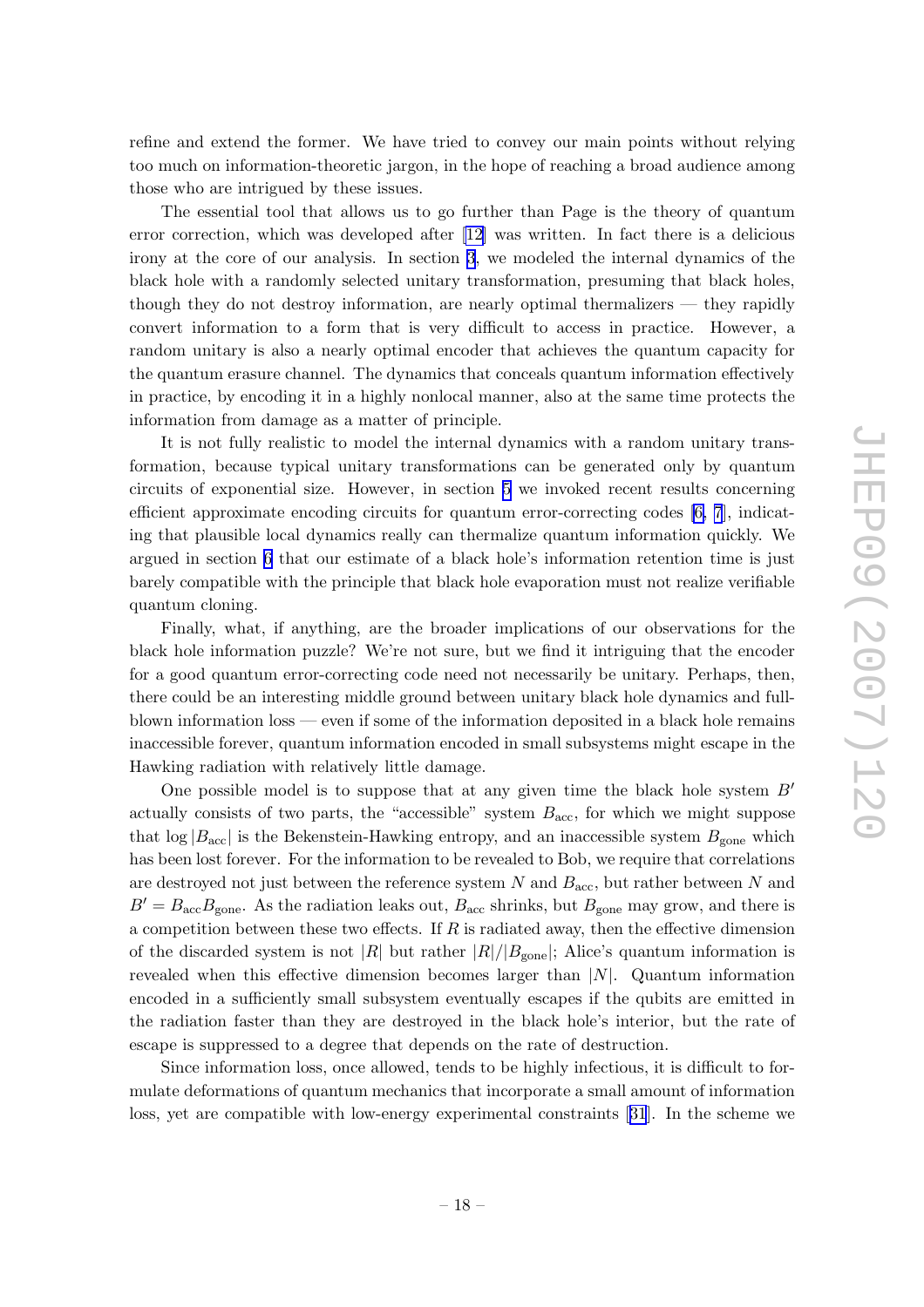refine and extend the former. We have tried to convey our main points without relying too much on information-theoretic jargon, in the hope of reaching a broad audience among those who are intrigued by these issues.

The essential tool that allows us to go further than Page is the theory of quantum error correction, which was developed after [12] was written. In fact there is a delicious irony at the core of our analysis. In section 3, we modeled the internal dynamics of the black hole with a randomly selected unitary transformation, presuming that black holes, though they do not destroy information, are nearly optimal thermalizers — they rapidly convert information to a form that is very difficult to access in practice. However, a random unitary is also a nearly optimal encoder that achieves the quantum capacity for the quantum erasure channel. The dynamics that conceals quantum information effectively in practice, by encoding it in a highly nonlocal manner, also at the same time protects the information from damage as a matter of principle.

It is not fully realistic to model the internal dynamics with a random unitary transformation, because typical unitary transformations can be generated only by quantum circuits of exponential size. However, in section 5 we invoked recent results concerning efficient approximate encoding circuits for quantum error-correcting codes [6, 7], indicating that plausible local dynamics really can thermalize quantum information quickly. We argued in section 6 that our estimate of a black hole's information retention time is just barely compatible with the principle that black hole evaporation must not realize verifiable quantum cloning.

Finally, what, if anything, are the broader implications of our observations for the black hole information puzzle? We're not sure, but we find it intriguing that the encoder for a good quantum error-correcting code need not necessarily be unitary. Perhaps, then, there could be an interesting middle ground between unitary black hole dynamics and full-blown information loss — even if some of the information deposited in a black hole remains inaccessible forever, quantum information encoded in small subsystems might escape in the Hawking radiation with relatively little damage.

One possible model is to suppose that at any given time the black hole system $B'$ actually consists of two parts, the "accessible" system $B_{\rm acc}$, for which we might suppose that $\log|B_{\rm acc}|$ is the Bekenstein-Hawking entropy, and an inaccessible system $B_{\rm gone}$ which has been lost forever. For the information to be revealed to Bob, we require that correlations are destroyed not just between the reference system $N$ and $B_{\rm acc}$, but rather between $N$ and $B' = B_{\rm acc}B_{\rm gone}$. As the radiation leaks out, $B_{\rm acc}$ shrinks, but $B_{\rm gone}$ may grow, and there is a competition between these two effects. If $R$ is radiated away, then the effective dimension of the discarded system is not $|R|$ but rather $|R|/|B_{\rm gone}|$; Alice's quantum information is revealed when this effective dimension becomes larger than $|N|$. Quantum information encoded in a sufficiently small subsystem eventually escapes if the qubits are emitted in the radiation faster than they are destroyed in the black hole's interior, but the rate of escape is suppressed to a degree that depends on the rate of destruction.

Since information loss, once allowed, tends to be highly infectious, it is difficult to formulate deformations of quantum mechanics that incorporate a small amount of information loss, yet are compatible with low-energy experimental constraints [31]. In the scheme we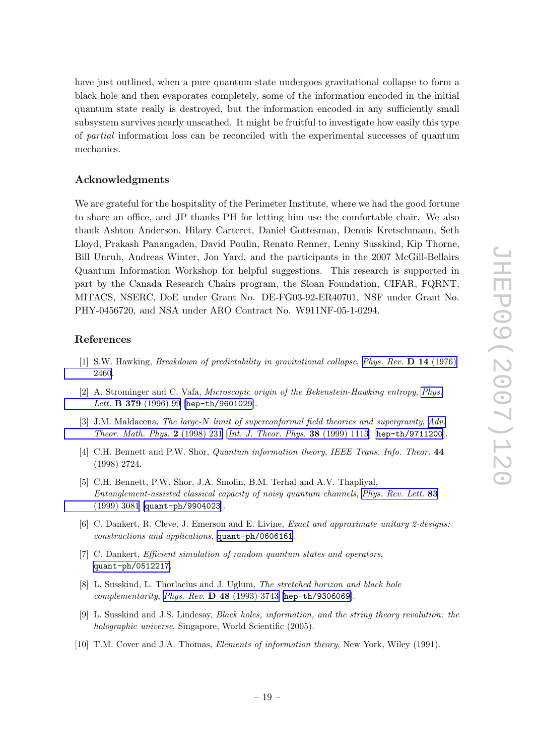have just outlined, when a pure quantum state undergoes gravitational collapse to form a black hole and then evaporates completely, some of the information encoded in the initial quantum state really is destroyed, but the information encoded in any sufficiently small subsystem survives nearly unscathed. It might be fruitful to investigate how easily this type of *partial* information loss can be reconciled with the experimental successes of quantum mechanics.

## Acknowledgments

We are grateful for the hospitality of the Perimeter Institute, where we had the good fortune to share an office, and JP thanks PH for letting him use the comfortable chair. We also thank Ashton Anderson, Hilary Carteret, Daniel Gottesman, Dennis Kretschmann, Seth Lloyd, Prakash Panangaden, David Poulin, Renato Renner, Lenny Susskind, Kip Thorne, Bill Unruh, Andreas Winter, Jon Yard, and the participants in the 2007 McGill-Bellairs Quantum Information Workshop for helpful suggestions. This research is supported in part by the Canada Research Chairs program, the Sloan Foundation, CIFAR, FQRNT, MITACS, NSERC, DoE under Grant No. DE-FG03-92-ER40701, NSF under Grant No. PHY-0456720, and NSA under ARO Contract No. W911NF-05-1-0294.

## References

[1] S.W. Hawking, *Breakdown of predictability in gravitational collapse*, *Phys. Rev.* **D 14** (1976) 2460.

[2] A. Strominger and C. Vafa, *Microscopic origin of the Bekenstein-Hawking entropy*, *Phys. Lett.* **B 379** (1996) 99 [hep-th/9601029].

[3] J.M. Maldacena, *The large-N limit of superconformal field theories and supergravity*, *Adv. Theor. Math. Phys.* **2** (1998) 231 [*Int. J. Theor. Phys.* **38** (1999) 1113] [hep-th/9711200].

[4] C.H. Bennett and P.W. Shor, *Quantum information theory*, *IEEE Trans. Info. Theor.* **44** (1998) 2724.

[5] C.H. Bennett, P.W. Shor, J.A. Smolin, B.M. Terhal and A.V. Thapliyal, *Entanglement-assisted classical capacity of noisy quantum channels*, *Phys. Rev. Lett.* **83** (1999) 3081 [quant-ph/9904023].

[6] C. Dankert, R. Cleve, J. Emerson and E. Livine, *Exact and approximate unitary 2-designs: constructions and applications*, quant-ph/0606161.

[7] C. Dankert, *Efficient simulation of random quantum states and operators*, quant-ph/0512217.

[8] L. Susskind, L. Thorlacius and J. Uglum, *The stretched horizon and black hole complementarity*, *Phys. Rev.* **D 48** (1993) 3743 [hep-th/9306069].

[9] L. Susskind and J.S. Lindesay, *Black holes, information, and the string theory revolution: the holographic universe*, Singapore, World Scientific (2005).

[10] T.M. Cover and J.A. Thomas, *Elements of information theory*, New York, Wiley (1991).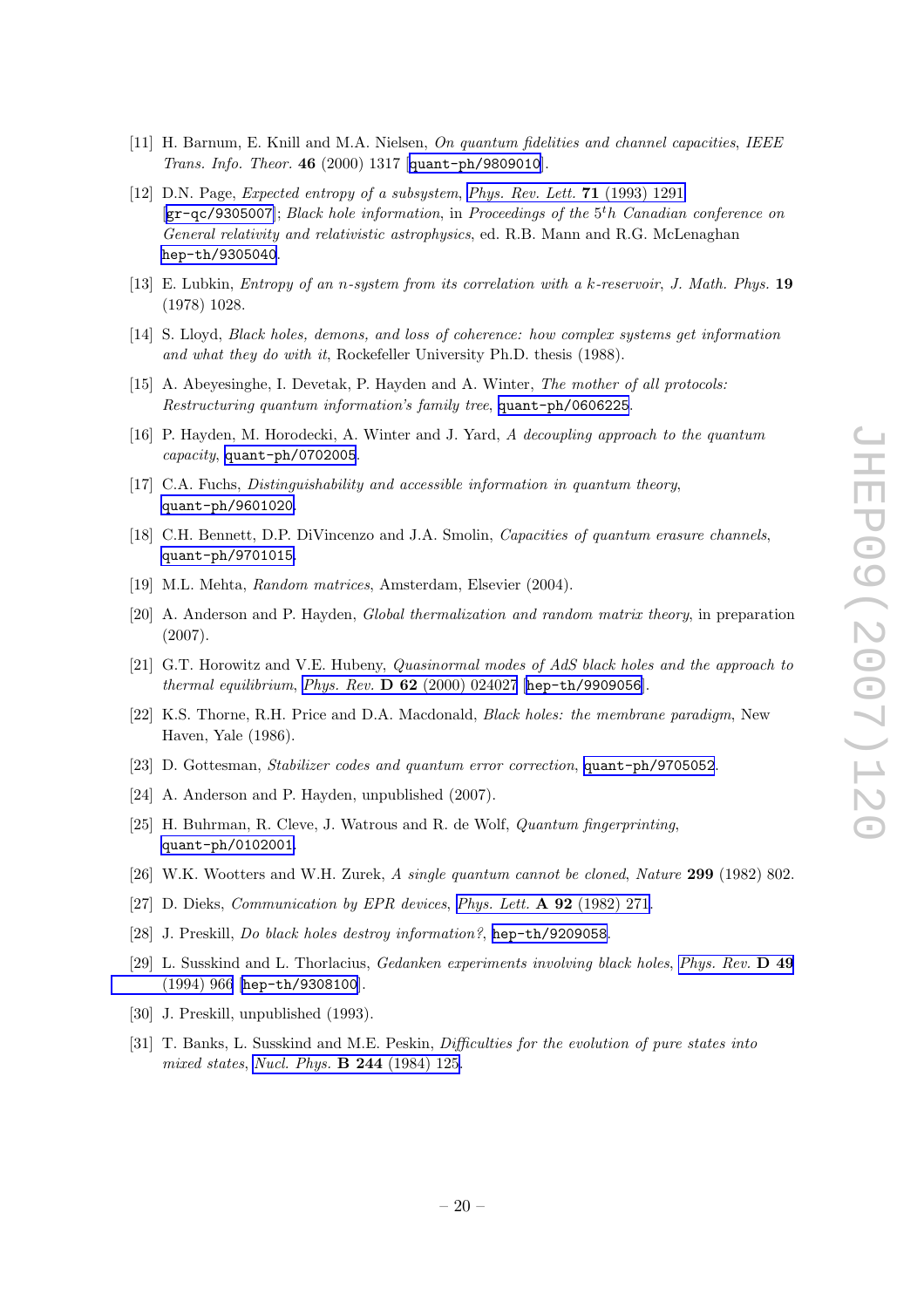[11] H. Barnum, E. Knill and M.A. Nielsen, *On quantum fidelities and channel capacities*, *IEEE Trans. Info. Theor.* **46** (2000) 1317 [quant-ph/9809010].

[12] D.N. Page, *Expected entropy of a subsystem*, *Phys. Rev. Lett.* **71** (1993) 1291 [gr-qc/9305007]; *Black hole information*, in *Proceedings of the* $5^t h$ *Canadian conference on General relativity and relativistic astrophysics*, ed. R.B. Mann and R.G. McLenaghan hep-th/9305040.

[13] E. Lubkin, *Entropy of an n-system from its correlation with a k-reservoir*, *J. Math. Phys.* **19** (1978) 1028.

[14] S. Lloyd, *Black holes, demons, and loss of coherence: how complex systems get information and what they do with it*, Rockefeller University Ph.D. thesis (1988).

[15] A. Abeyesinghe, I. Devetak, P. Hayden and A. Winter, *The mother of all protocols: Restructuring quantum information's family tree*, quant-ph/0606225.

[16] P. Hayden, M. Horodecki, A. Winter and J. Yard, *A decoupling approach to the quantum capacity*, quant-ph/0702005.

[17] C.A. Fuchs, *Distinguishability and accessible information in quantum theory*, quant-ph/9601020.

[18] C.H. Bennett, D.P. DiVincenzo and J.A. Smolin, *Capacities of quantum erasure channels*, quant-ph/9701015.

[19] M.L. Mehta, *Random matrices*, Amsterdam, Elsevier (2004).

[20] A. Anderson and P. Hayden, *Global thermalization and random matrix theory*, in preparation (2007).

[21] G.T. Horowitz and V.E. Hubeny, *Quasinormal modes of AdS black holes and the approach to thermal equilibrium*, *Phys. Rev.* **D 62** (2000) 024027 [hep-th/9909056].

[22] K.S. Thorne, R.H. Price and D.A. Macdonald, *Black holes: the membrane paradigm*, New Haven, Yale (1986).

[23] D. Gottesman, *Stabilizer codes and quantum error correction*, quant-ph/9705052.

[24] A. Anderson and P. Hayden, unpublished (2007).

[25] H. Buhrman, R. Cleve, J. Watrous and R. de Wolf, *Quantum fingerprinting*, quant-ph/0102001.

[26] W.K. Wootters and W.H. Zurek, *A single quantum cannot be cloned*, *Nature* **299** (1982) 802.

[27] D. Dieks, *Communication by EPR devices*, *Phys. Lett.* **A 92** (1982) 271.

[28] J. Preskill, *Do black holes destroy information?*, hep-th/9209058.

[29] L. Susskind and L. Thorlacius, *Gedanken experiments involving black holes*, *Phys. Rev.* **D 49** (1994) 966 [hep-th/9308100].

[30] J. Preskill, unpublished (1993).

[31] T. Banks, L. Susskind and M.E. Peskin, *Difficulties for the evolution of pure states into mixed states*, *Nucl. Phys.* **B 244** (1984) 125.